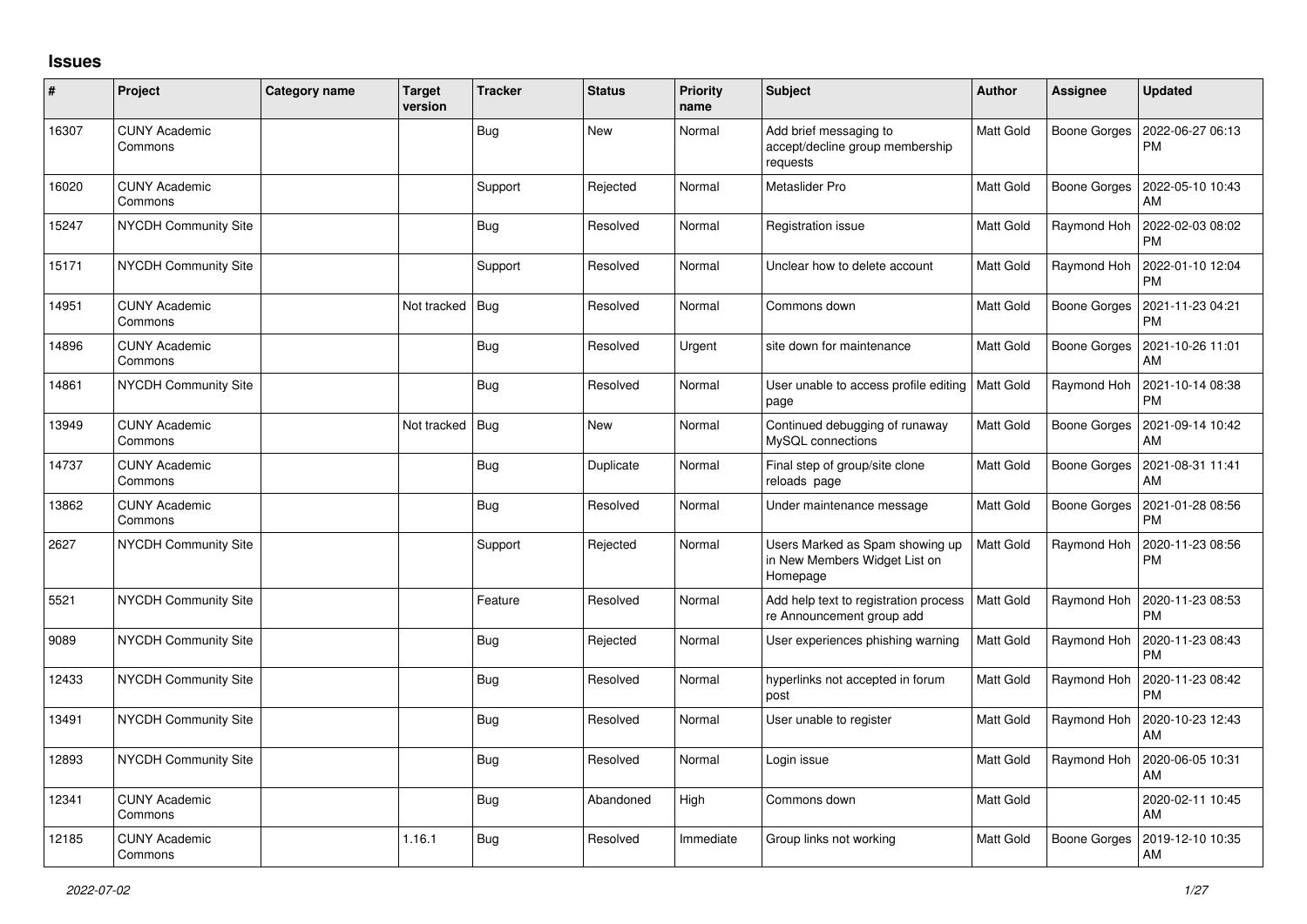# Issues

| # | Project | Category name | Target version | Tracker | Status | Priority name | Subject | Author | Assignee | Updated |
|---|---|---|---|---|---|---|---|---|---|---|
| 16307 | CUNY Academic Commons | | | Bug | New | Normal | Add brief messaging to accept/decline group membership requests | Matt Gold | Boone Gorges | 2022-06-27 06:13 PM |
| 16020 | CUNY Academic Commons | | | Support | Rejected | Normal | Metaslider Pro | Matt Gold | Boone Gorges | 2022-05-10 10:43 AM |
| 15247 | NYCDH Community Site | | | Bug | Resolved | Normal | Registration issue | Matt Gold | Raymond Hoh | 2022-02-03 08:02 PM |
| 15171 | NYCDH Community Site | | | Support | Resolved | Normal | Unclear how to delete account | Matt Gold | Raymond Hoh | 2022-01-10 12:04 PM |
| 14951 | CUNY Academic Commons | | Not tracked | Bug | Resolved | Normal | Commons down | Matt Gold | Boone Gorges | 2021-11-23 04:21 PM |
| 14896 | CUNY Academic Commons | | | Bug | Resolved | Urgent | site down for maintenance | Matt Gold | Boone Gorges | 2021-10-26 11:01 AM |
| 14861 | NYCDH Community Site | | | Bug | Resolved | Normal | User unable to access profile editing page | Matt Gold | Raymond Hoh | 2021-10-14 08:38 PM |
| 13949 | CUNY Academic Commons | | Not tracked | Bug | New | Normal | Continued debugging of runaway MySQL connections | Matt Gold | Boone Gorges | 2021-09-14 10:42 AM |
| 14737 | CUNY Academic Commons | | | Bug | Duplicate | Normal | Final step of group/site clone reloads page | Matt Gold | Boone Gorges | 2021-08-31 11:41 AM |
| 13862 | CUNY Academic Commons | | | Bug | Resolved | Normal | Under maintenance message | Matt Gold | Boone Gorges | 2021-01-28 08:56 PM |
| 2627 | NYCDH Community Site | | | Support | Rejected | Normal | Users Marked as Spam showing up in New Members Widget List on Homepage | Matt Gold | Raymond Hoh | 2020-11-23 08:56 PM |
| 5521 | NYCDH Community Site | | | Feature | Resolved | Normal | Add help text to registration process re Announcement group add | Matt Gold | Raymond Hoh | 2020-11-23 08:53 PM |
| 9089 | NYCDH Community Site | | | Bug | Rejected | Normal | User experiences phishing warning | Matt Gold | Raymond Hoh | 2020-11-23 08:43 PM |
| 12433 | NYCDH Community Site | | | Bug | Resolved | Normal | hyperlinks not accepted in forum post | Matt Gold | Raymond Hoh | 2020-11-23 08:42 PM |
| 13491 | NYCDH Community Site | | | Bug | Resolved | Normal | User unable to register | Matt Gold | Raymond Hoh | 2020-10-23 12:43 AM |
| 12893 | NYCDH Community Site | | | Bug | Resolved | Normal | Login issue | Matt Gold | Raymond Hoh | 2020-06-05 10:31 AM |
| 12341 | CUNY Academic Commons | | | Bug | Abandoned | High | Commons down | Matt Gold | | 2020-02-11 10:45 AM |
| 12185 | CUNY Academic Commons | | 1.16.1 | Bug | Resolved | Immediate | Group links not working | Matt Gold | Boone Gorges | 2019-12-10 10:35 AM |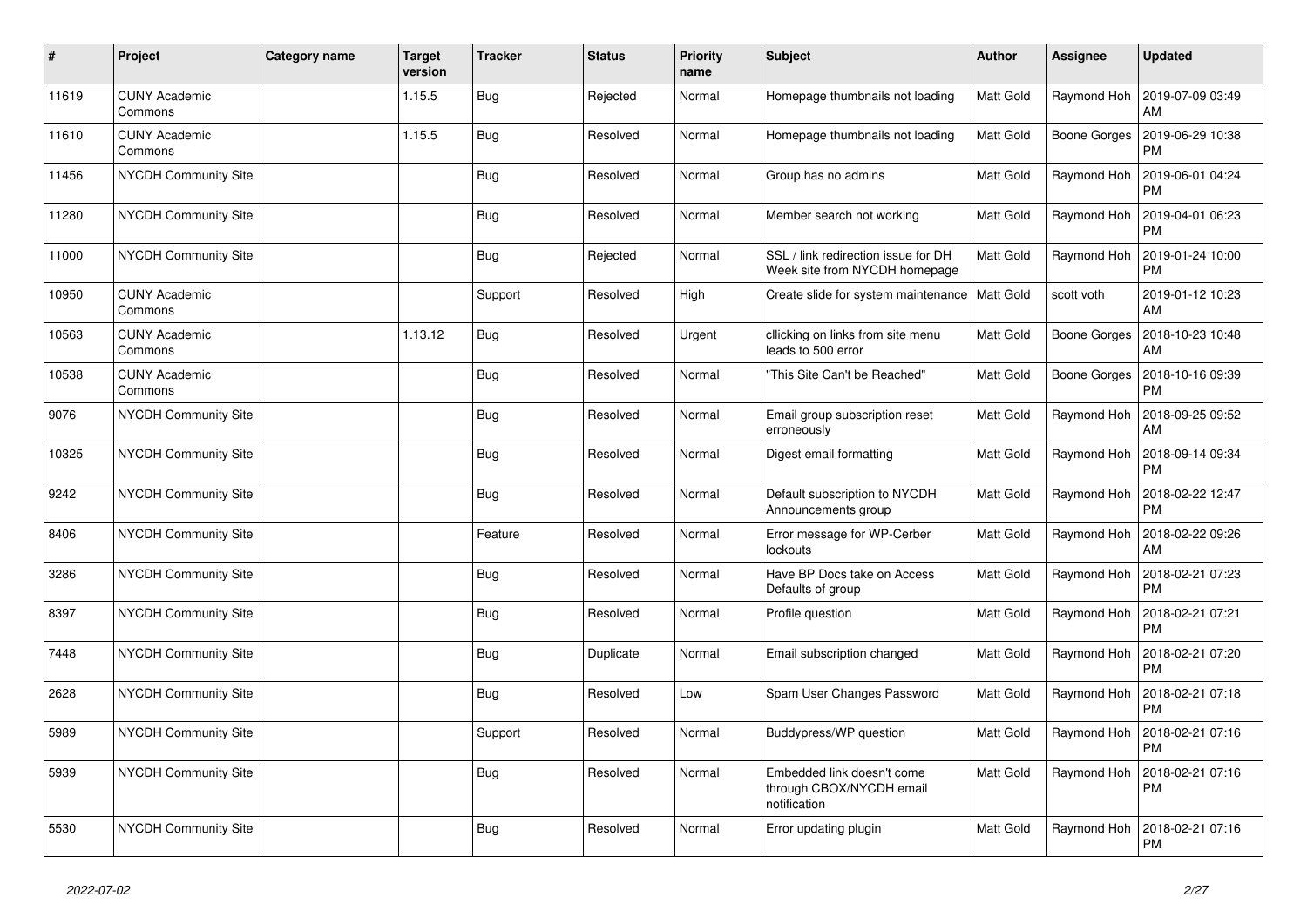| # | Project | Category name | Target version | Tracker | Status | Priority name | Subject | Author | Assignee | Updated |
|---|---|---|---|---|---|---|---|---|---|---|
| 11619 | CUNY Academic Commons | | 1.15.5 | Bug | Rejected | Normal | Homepage thumbnails not loading | Matt Gold | Raymond Hoh | 2019-07-09 03:49 AM |
| 11610 | CUNY Academic Commons | | 1.15.5 | Bug | Resolved | Normal | Homepage thumbnails not loading | Matt Gold | Boone Gorges | 2019-06-29 10:38 PM |
| 11456 | NYCDH Community Site | | | Bug | Resolved | Normal | Group has no admins | Matt Gold | Raymond Hoh | 2019-06-01 04:24 PM |
| 11280 | NYCDH Community Site | | | Bug | Resolved | Normal | Member search not working | Matt Gold | Raymond Hoh | 2019-04-01 06:23 PM |
| 11000 | NYCDH Community Site | | | Bug | Rejected | Normal | SSL / link redirection issue for DH Week site from NYCDH homepage | Matt Gold | Raymond Hoh | 2019-01-24 10:00 PM |
| 10950 | CUNY Academic Commons | | | Support | Resolved | High | Create slide for system maintenance | Matt Gold | scott voth | 2019-01-12 10:23 AM |
| 10563 | CUNY Academic Commons | | 1.13.12 | Bug | Resolved | Urgent | cllicking on links from site menu leads to 500 error | Matt Gold | Boone Gorges | 2018-10-23 10:48 AM |
| 10538 | CUNY Academic Commons | | | Bug | Resolved | Normal | "This Site Can't be Reached" | Matt Gold | Boone Gorges | 2018-10-16 09:39 PM |
| 9076 | NYCDH Community Site | | | Bug | Resolved | Normal | Email group subscription reset erroneously | Matt Gold | Raymond Hoh | 2018-09-25 09:52 AM |
| 10325 | NYCDH Community Site | | | Bug | Resolved | Normal | Digest email formatting | Matt Gold | Raymond Hoh | 2018-09-14 09:34 PM |
| 9242 | NYCDH Community Site | | | Bug | Resolved | Normal | Default subscription to NYCDH Announcements group | Matt Gold | Raymond Hoh | 2018-02-22 12:47 PM |
| 8406 | NYCDH Community Site | | | Feature | Resolved | Normal | Error message for WP-Cerber lockouts | Matt Gold | Raymond Hoh | 2018-02-22 09:26 AM |
| 3286 | NYCDH Community Site | | | Bug | Resolved | Normal | Have BP Docs take on Access Defaults of group | Matt Gold | Raymond Hoh | 2018-02-21 07:23 PM |
| 8397 | NYCDH Community Site | | | Bug | Resolved | Normal | Profile question | Matt Gold | Raymond Hoh | 2018-02-21 07:21 PM |
| 7448 | NYCDH Community Site | | | Bug | Duplicate | Normal | Email subscription changed | Matt Gold | Raymond Hoh | 2018-02-21 07:20 PM |
| 2628 | NYCDH Community Site | | | Bug | Resolved | Low | Spam User Changes Password | Matt Gold | Raymond Hoh | 2018-02-21 07:18 PM |
| 5989 | NYCDH Community Site | | | Support | Resolved | Normal | Buddypress/WP question | Matt Gold | Raymond Hoh | 2018-02-21 07:16 PM |
| 5939 | NYCDH Community Site | | | Bug | Resolved | Normal | Embedded link doesn't come through CBOX/NYCDH email notification | Matt Gold | Raymond Hoh | 2018-02-21 07:16 PM |
| 5530 | NYCDH Community Site | | | Bug | Resolved | Normal | Error updating plugin | Matt Gold | Raymond Hoh | 2018-02-21 07:16 PM |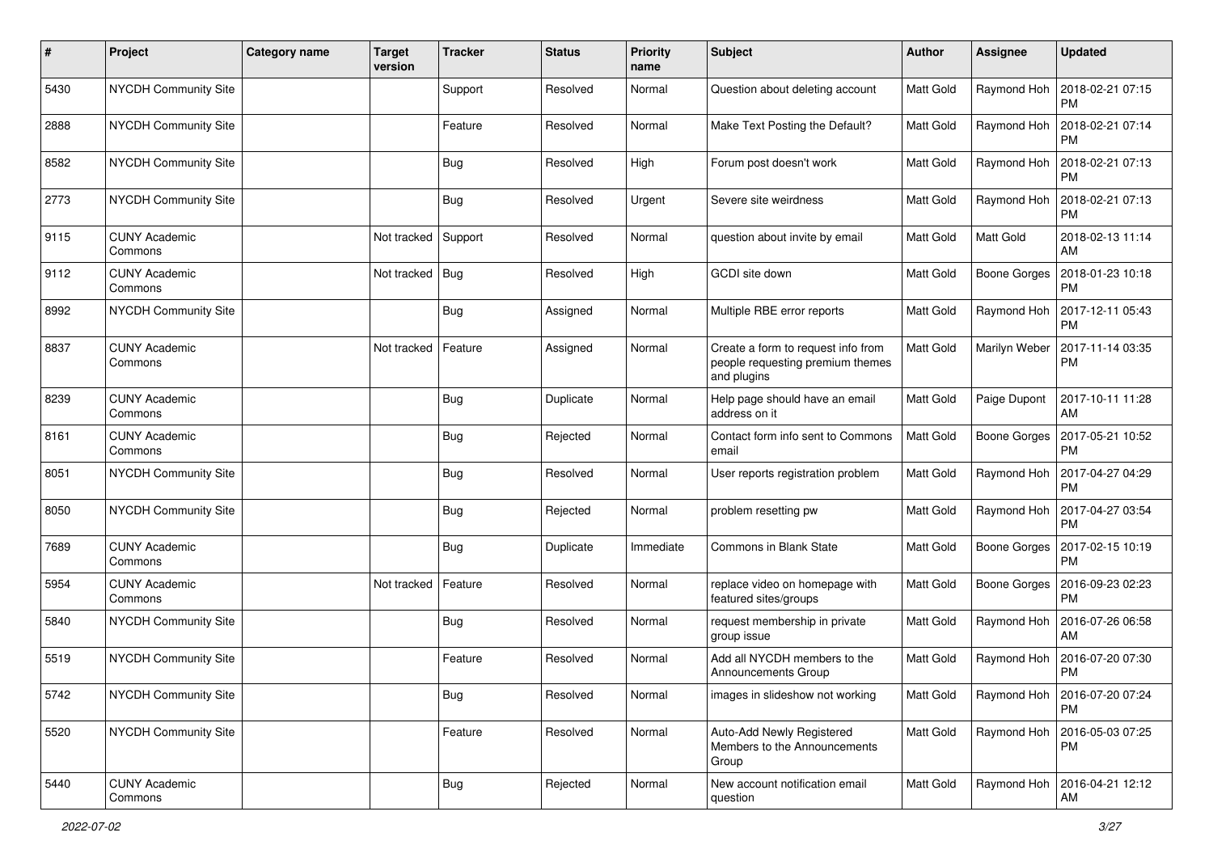| # | Project | Category name | Target version | Tracker | Status | Priority name | Subject | Author | Assignee | Updated |
|---|---|---|---|---|---|---|---|---|---|---|
| 5430 | NYCDH Community Site | | | Support | Resolved | Normal | Question about deleting account | Matt Gold | Raymond Hoh | 2018-02-21 07:15 PM |
| 2888 | NYCDH Community Site | | | Feature | Resolved | Normal | Make Text Posting the Default? | Matt Gold | Raymond Hoh | 2018-02-21 07:14 PM |
| 8582 | NYCDH Community Site | | | Bug | Resolved | High | Forum post doesn't work | Matt Gold | Raymond Hoh | 2018-02-21 07:13 PM |
| 2773 | NYCDH Community Site | | | Bug | Resolved | Urgent | Severe site weirdness | Matt Gold | Raymond Hoh | 2018-02-21 07:13 PM |
| 9115 | CUNY Academic Commons | | Not tracked | Support | Resolved | Normal | question about invite by email | Matt Gold | Matt Gold | 2018-02-13 11:14 AM |
| 9112 | CUNY Academic Commons | | Not tracked | Bug | Resolved | High | GCDI site down | Matt Gold | Boone Gorges | 2018-01-23 10:18 PM |
| 8992 | NYCDH Community Site | | | Bug | Assigned | Normal | Multiple RBE error reports | Matt Gold | Raymond Hoh | 2017-12-11 05:43 PM |
| 8837 | CUNY Academic Commons | | Not tracked | Feature | Assigned | Normal | Create a form to request info from people requesting premium themes and plugins | Matt Gold | Marilyn Weber | 2017-11-14 03:35 PM |
| 8239 | CUNY Academic Commons | | | Bug | Duplicate | Normal | Help page should have an email address on it | Matt Gold | Paige Dupont | 2017-10-11 11:28 AM |
| 8161 | CUNY Academic Commons | | | Bug | Rejected | Normal | Contact form info sent to Commons email | Matt Gold | Boone Gorges | 2017-05-21 10:52 PM |
| 8051 | NYCDH Community Site | | | Bug | Resolved | Normal | User reports registration problem | Matt Gold | Raymond Hoh | 2017-04-27 04:29 PM |
| 8050 | NYCDH Community Site | | | Bug | Rejected | Normal | problem resetting pw | Matt Gold | Raymond Hoh | 2017-04-27 03:54 PM |
| 7689 | CUNY Academic Commons | | | Bug | Duplicate | Immediate | Commons in Blank State | Matt Gold | Boone Gorges | 2017-02-15 10:19 PM |
| 5954 | CUNY Academic Commons | | Not tracked | Feature | Resolved | Normal | replace video on homepage with featured sites/groups | Matt Gold | Boone Gorges | 2016-09-23 02:23 PM |
| 5840 | NYCDH Community Site | | | Bug | Resolved | Normal | request membership in private group issue | Matt Gold | Raymond Hoh | 2016-07-26 06:58 AM |
| 5519 | NYCDH Community Site | | | Feature | Resolved | Normal | Add all NYCDH members to the Announcements Group | Matt Gold | Raymond Hoh | 2016-07-20 07:30 PM |
| 5742 | NYCDH Community Site | | | Bug | Resolved | Normal | images in slideshow not working | Matt Gold | Raymond Hoh | 2016-07-20 07:24 PM |
| 5520 | NYCDH Community Site | | | Feature | Resolved | Normal | Auto-Add Newly Registered Members to the Announcements Group | Matt Gold | Raymond Hoh | 2016-05-03 07:25 PM |
| 5440 | CUNY Academic Commons | | | Bug | Rejected | Normal | New account notification email question | Matt Gold | Raymond Hoh | 2016-04-21 12:12 AM |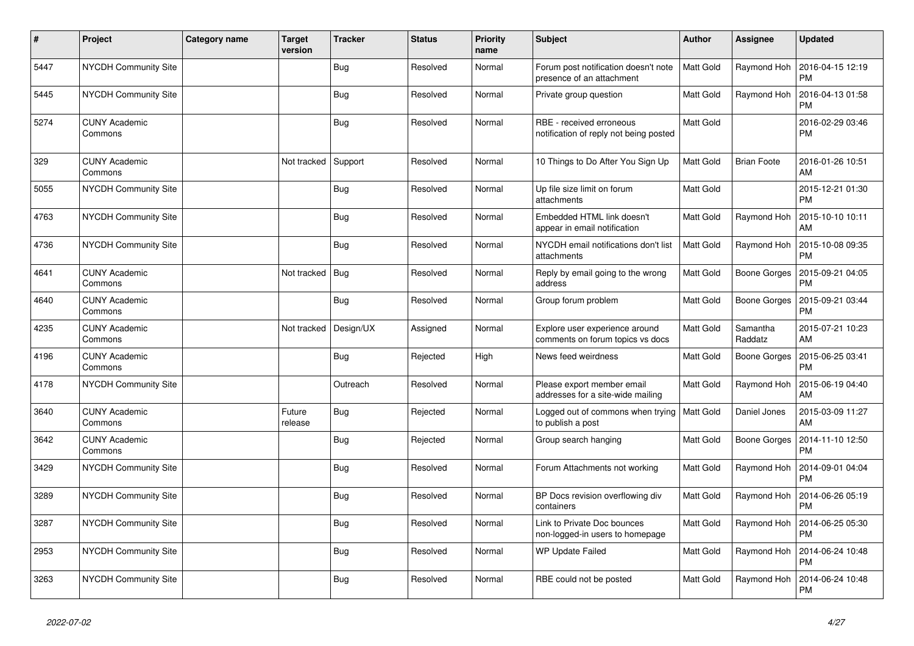| # | Project | Category name | Target version | Tracker | Status | Priority name | Subject | Author | Assignee | Updated |
|---|---|---|---|---|---|---|---|---|---|---|
| 5447 | NYCDH Community Site | | | Bug | Resolved | Normal | Forum post notification doesn't note presence of an attachment | Matt Gold | Raymond Hoh | 2016-04-15 12:19 PM |
| 5445 | NYCDH Community Site | | | Bug | Resolved | Normal | Private group question | Matt Gold | Raymond Hoh | 2016-04-13 01:58 PM |
| 5274 | CUNY Academic Commons | | | Bug | Resolved | Normal | RBE - received erroneous notification of reply not being posted | Matt Gold | | 2016-02-29 03:46 PM |
| 329 | CUNY Academic Commons | | Not tracked | Support | Resolved | Normal | 10 Things to Do After You Sign Up | Matt Gold | Brian Foote | 2016-01-26 10:51 AM |
| 5055 | NYCDH Community Site | | | Bug | Resolved | Normal | Up file size limit on forum attachments | Matt Gold | | 2015-12-21 01:30 PM |
| 4763 | NYCDH Community Site | | | Bug | Resolved | Normal | Embedded HTML link doesn't appear in email notification | Matt Gold | Raymond Hoh | 2015-10-10 10:11 AM |
| 4736 | NYCDH Community Site | | | Bug | Resolved | Normal | NYCDH email notifications don't list attachments | Matt Gold | Raymond Hoh | 2015-10-08 09:35 PM |
| 4641 | CUNY Academic Commons | | Not tracked | Bug | Resolved | Normal | Reply by email going to the wrong address | Matt Gold | Boone Gorges | 2015-09-21 04:05 PM |
| 4640 | CUNY Academic Commons | | | Bug | Resolved | Normal | Group forum problem | Matt Gold | Boone Gorges | 2015-09-21 03:44 PM |
| 4235 | CUNY Academic Commons | | Not tracked | Design/UX | Assigned | Normal | Explore user experience around comments on forum topics vs docs | Matt Gold | Samantha Raddatz | 2015-07-21 10:23 AM |
| 4196 | CUNY Academic Commons | | | Bug | Rejected | High | News feed weirdness | Matt Gold | Boone Gorges | 2015-06-25 03:41 PM |
| 4178 | NYCDH Community Site | | | Outreach | Resolved | Normal | Please export member email addresses for a site-wide mailing | Matt Gold | Raymond Hoh | 2015-06-19 04:40 AM |
| 3640 | CUNY Academic Commons | | Future release | Bug | Rejected | Normal | Logged out of commons when trying to publish a post | Matt Gold | Daniel Jones | 2015-03-09 11:27 AM |
| 3642 | CUNY Academic Commons | | | Bug | Rejected | Normal | Group search hanging | Matt Gold | Boone Gorges | 2014-11-10 12:50 PM |
| 3429 | NYCDH Community Site | | | Bug | Resolved | Normal | Forum Attachments not working | Matt Gold | Raymond Hoh | 2014-09-01 04:04 PM |
| 3289 | NYCDH Community Site | | | Bug | Resolved | Normal | BP Docs revision overflowing div containers | Matt Gold | Raymond Hoh | 2014-06-26 05:19 PM |
| 3287 | NYCDH Community Site | | | Bug | Resolved | Normal | Link to Private Doc bounces non-logged-in users to homepage | Matt Gold | Raymond Hoh | 2014-06-25 05:30 PM |
| 2953 | NYCDH Community Site | | | Bug | Resolved | Normal | WP Update Failed | Matt Gold | Raymond Hoh | 2014-06-24 10:48 PM |
| 3263 | NYCDH Community Site | | | Bug | Resolved | Normal | RBE could not be posted | Matt Gold | Raymond Hoh | 2014-06-24 10:48 PM |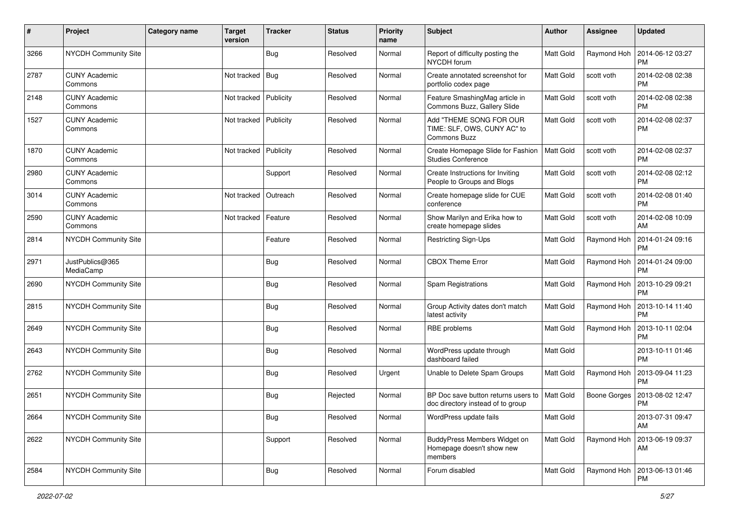| # | Project | Category name | Target version | Tracker | Status | Priority name | Subject | Author | Assignee | Updated |
|---|---|---|---|---|---|---|---|---|---|---|
| 3266 | NYCDH Community Site | | | Bug | Resolved | Normal | Report of difficulty posting the NYCDH forum | Matt Gold | Raymond Hoh | 2014-06-12 03:27 PM |
| 2787 | CUNY Academic Commons | | Not tracked | Bug | Resolved | Normal | Create annotated screenshot for portfolio codex page | Matt Gold | scott voth | 2014-02-08 02:38 PM |
| 2148 | CUNY Academic Commons | | Not tracked | Publicity | Resolved | Normal | Feature SmashingMag article in Commons Buzz, Gallery Slide | Matt Gold | scott voth | 2014-02-08 02:38 PM |
| 1527 | CUNY Academic Commons | | Not tracked | Publicity | Resolved | Normal | Add "THEME SONG FOR OUR TIME: SLF, OWS, CUNY AC" to Commons Buzz | Matt Gold | scott voth | 2014-02-08 02:37 PM |
| 1870 | CUNY Academic Commons | | Not tracked | Publicity | Resolved | Normal | Create Homepage Slide for Fashion Studies Conference | Matt Gold | scott voth | 2014-02-08 02:37 PM |
| 2980 | CUNY Academic Commons | | | Support | Resolved | Normal | Create Instructions for Inviting People to Groups and Blogs | Matt Gold | scott voth | 2014-02-08 02:12 PM |
| 3014 | CUNY Academic Commons | | Not tracked | Outreach | Resolved | Normal | Create homepage slide for CUE conference | Matt Gold | scott voth | 2014-02-08 01:40 PM |
| 2590 | CUNY Academic Commons | | Not tracked | Feature | Resolved | Normal | Show Marilyn and Erika how to create homepage slides | Matt Gold | scott voth | 2014-02-08 10:09 AM |
| 2814 | NYCDH Community Site | | | Feature | Resolved | Normal | Restricting Sign-Ups | Matt Gold | Raymond Hoh | 2014-01-24 09:16 PM |
| 2971 | JustPublics@365 MediaCamp | | | Bug | Resolved | Normal | CBOX Theme Error | Matt Gold | Raymond Hoh | 2014-01-24 09:00 PM |
| 2690 | NYCDH Community Site | | | Bug | Resolved | Normal | Spam Registrations | Matt Gold | Raymond Hoh | 2013-10-29 09:21 PM |
| 2815 | NYCDH Community Site | | | Bug | Resolved | Normal | Group Activity dates don't match latest activity | Matt Gold | Raymond Hoh | 2013-10-14 11:40 PM |
| 2649 | NYCDH Community Site | | | Bug | Resolved | Normal | RBE problems | Matt Gold | Raymond Hoh | 2013-10-11 02:04 PM |
| 2643 | NYCDH Community Site | | | Bug | Resolved | Normal | WordPress update through dashboard failed | Matt Gold | | 2013-10-11 01:46 PM |
| 2762 | NYCDH Community Site | | | Bug | Resolved | Urgent | Unable to Delete Spam Groups | Matt Gold | Raymond Hoh | 2013-09-04 11:23 PM |
| 2651 | NYCDH Community Site | | | Bug | Rejected | Normal | BP Doc save button returns users to doc directory instead of to group | Matt Gold | Boone Gorges | 2013-08-02 12:47 PM |
| 2664 | NYCDH Community Site | | | Bug | Resolved | Normal | WordPress update fails | Matt Gold | | 2013-07-31 09:47 AM |
| 2622 | NYCDH Community Site | | | Support | Resolved | Normal | BuddyPress Members Widget on Homepage doesn't show new members | Matt Gold | Raymond Hoh | 2013-06-19 09:37 AM |
| 2584 | NYCDH Community Site | | | Bug | Resolved | Normal | Forum disabled | Matt Gold | Raymond Hoh | 2013-06-13 01:46 PM |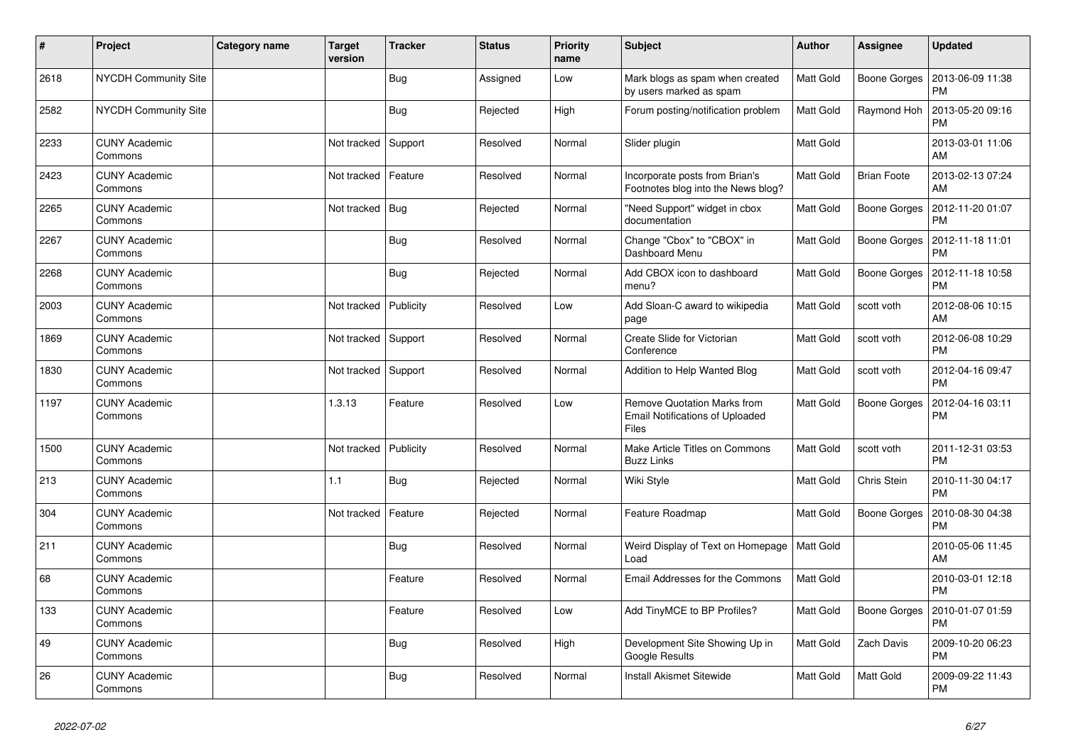| # | Project | Category name | Target version | Tracker | Status | Priority name | Subject | Author | Assignee | Updated |
|---|---|---|---|---|---|---|---|---|---|---|
| 2618 | NYCDH Community Site | | | Bug | Assigned | Low | Mark blogs as spam when created by users marked as spam | Matt Gold | Boone Gorges | 2013-06-09 11:38 PM |
| 2582 | NYCDH Community Site | | | Bug | Rejected | High | Forum posting/notification problem | Matt Gold | Raymond Hoh | 2013-05-20 09:16 PM |
| 2233 | CUNY Academic Commons | | Not tracked | Support | Resolved | Normal | Slider plugin | Matt Gold | | 2013-03-01 11:06 AM |
| 2423 | CUNY Academic Commons | | Not tracked | Feature | Resolved | Normal | Incorporate posts from Brian's Footnotes blog into the News blog? | Matt Gold | Brian Foote | 2013-02-13 07:24 AM |
| 2265 | CUNY Academic Commons | | Not tracked | Bug | Rejected | Normal | "Need Support" widget in cbox documentation | Matt Gold | Boone Gorges | 2012-11-20 01:07 PM |
| 2267 | CUNY Academic Commons | | | Bug | Resolved | Normal | Change "Cbox" to "CBOX" in Dashboard Menu | Matt Gold | Boone Gorges | 2012-11-18 11:01 PM |
| 2268 | CUNY Academic Commons | | | Bug | Rejected | Normal | Add CBOX icon to dashboard menu? | Matt Gold | Boone Gorges | 2012-11-18 10:58 PM |
| 2003 | CUNY Academic Commons | | Not tracked | Publicity | Resolved | Low | Add Sloan-C award to wikipedia page | Matt Gold | scott voth | 2012-08-06 10:15 AM |
| 1869 | CUNY Academic Commons | | Not tracked | Support | Resolved | Normal | Create Slide for Victorian Conference | Matt Gold | scott voth | 2012-06-08 10:29 PM |
| 1830 | CUNY Academic Commons | | Not tracked | Support | Resolved | Normal | Addition to Help Wanted Blog | Matt Gold | scott voth | 2012-04-16 09:47 PM |
| 1197 | CUNY Academic Commons | | 1.3.13 | Feature | Resolved | Low | Remove Quotation Marks from Email Notifications of Uploaded Files | Matt Gold | Boone Gorges | 2012-04-16 03:11 PM |
| 1500 | CUNY Academic Commons | | Not tracked | Publicity | Resolved | Normal | Make Article Titles on Commons Buzz Links | Matt Gold | scott voth | 2011-12-31 03:53 PM |
| 213 | CUNY Academic Commons | | 1.1 | Bug | Rejected | Normal | Wiki Style | Matt Gold | Chris Stein | 2010-11-30 04:17 PM |
| 304 | CUNY Academic Commons | | Not tracked | Feature | Rejected | Normal | Feature Roadmap | Matt Gold | Boone Gorges | 2010-08-30 04:38 PM |
| 211 | CUNY Academic Commons | | | Bug | Resolved | Normal | Weird Display of Text on Homepage Load | Matt Gold | | 2010-05-06 11:45 AM |
| 68 | CUNY Academic Commons | | | Feature | Resolved | Normal | Email Addresses for the Commons | Matt Gold | | 2010-03-01 12:18 PM |
| 133 | CUNY Academic Commons | | | Feature | Resolved | Low | Add TinyMCE to BP Profiles? | Matt Gold | Boone Gorges | 2010-01-07 01:59 PM |
| 49 | CUNY Academic Commons | | | Bug | Resolved | High | Development Site Showing Up in Google Results | Matt Gold | Zach Davis | 2009-10-20 06:23 PM |
| 26 | CUNY Academic Commons | | | Bug | Resolved | Normal | Install Akismet Sitewide | Matt Gold | Matt Gold | 2009-09-22 11:43 PM |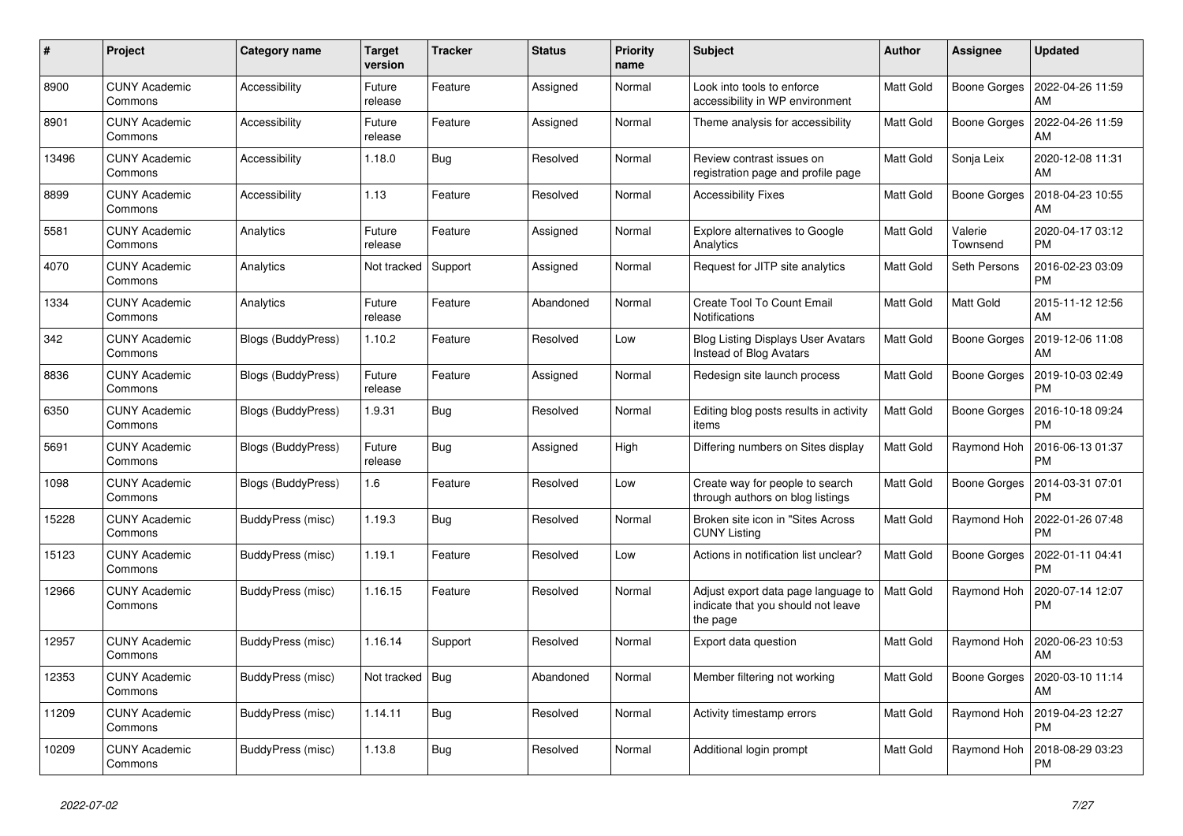| # | Project | Category name | Target version | Tracker | Status | Priority name | Subject | Author | Assignee | Updated |
|---|---|---|---|---|---|---|---|---|---|---|
| 8900 | CUNY Academic Commons | Accessibility | Future release | Feature | Assigned | Normal | Look into tools to enforce accessibility in WP environment | Matt Gold | Boone Gorges | 2022-04-26 11:59 AM |
| 8901 | CUNY Academic Commons | Accessibility | Future release | Feature | Assigned | Normal | Theme analysis for accessibility | Matt Gold | Boone Gorges | 2022-04-26 11:59 AM |
| 13496 | CUNY Academic Commons | Accessibility | 1.18.0 | Bug | Resolved | Normal | Review contrast issues on registration page and profile page | Matt Gold | Sonja Leix | 2020-12-08 11:31 AM |
| 8899 | CUNY Academic Commons | Accessibility | 1.13 | Feature | Resolved | Normal | Accessibility Fixes | Matt Gold | Boone Gorges | 2018-04-23 10:55 AM |
| 5581 | CUNY Academic Commons | Analytics | Future release | Feature | Assigned | Normal | Explore alternatives to Google Analytics | Matt Gold | Valerie Townsend | 2020-04-17 03:12 PM |
| 4070 | CUNY Academic Commons | Analytics | Not tracked | Support | Assigned | Normal | Request for JITP site analytics | Matt Gold | Seth Persons | 2016-02-23 03:09 PM |
| 1334 | CUNY Academic Commons | Analytics | Future release | Feature | Abandoned | Normal | Create Tool To Count Email Notifications | Matt Gold | Matt Gold | 2015-11-12 12:56 AM |
| 342 | CUNY Academic Commons | Blogs (BuddyPress) | 1.10.2 | Feature | Resolved | Low | Blog Listing Displays User Avatars Instead of Blog Avatars | Matt Gold | Boone Gorges | 2019-12-06 11:08 AM |
| 8836 | CUNY Academic Commons | Blogs (BuddyPress) | Future release | Feature | Assigned | Normal | Redesign site launch process | Matt Gold | Boone Gorges | 2019-10-03 02:49 PM |
| 6350 | CUNY Academic Commons | Blogs (BuddyPress) | 1.9.31 | Bug | Resolved | Normal | Editing blog posts results in activity items | Matt Gold | Boone Gorges | 2016-10-18 09:24 PM |
| 5691 | CUNY Academic Commons | Blogs (BuddyPress) | Future release | Bug | Assigned | High | Differing numbers on Sites display | Matt Gold | Raymond Hoh | 2016-06-13 01:37 PM |
| 1098 | CUNY Academic Commons | Blogs (BuddyPress) | 1.6 | Feature | Resolved | Low | Create way for people to search through authors on blog listings | Matt Gold | Boone Gorges | 2014-03-31 07:01 PM |
| 15228 | CUNY Academic Commons | BuddyPress (misc) | 1.19.3 | Bug | Resolved | Normal | Broken site icon in "Sites Across CUNY Listing | Matt Gold | Raymond Hoh | 2022-01-26 07:48 PM |
| 15123 | CUNY Academic Commons | BuddyPress (misc) | 1.19.1 | Feature | Resolved | Low | Actions in notification list unclear? | Matt Gold | Boone Gorges | 2022-01-11 04:41 PM |
| 12966 | CUNY Academic Commons | BuddyPress (misc) | 1.16.15 | Feature | Resolved | Normal | Adjust export data page language to indicate that you should not leave the page | Matt Gold | Raymond Hoh | 2020-07-14 12:07 PM |
| 12957 | CUNY Academic Commons | BuddyPress (misc) | 1.16.14 | Support | Resolved | Normal | Export data question | Matt Gold | Raymond Hoh | 2020-06-23 10:53 AM |
| 12353 | CUNY Academic Commons | BuddyPress (misc) | Not tracked | Bug | Abandoned | Normal | Member filtering not working | Matt Gold | Boone Gorges | 2020-03-10 11:14 AM |
| 11209 | CUNY Academic Commons | BuddyPress (misc) | 1.14.11 | Bug | Resolved | Normal | Activity timestamp errors | Matt Gold | Raymond Hoh | 2019-04-23 12:27 PM |
| 10209 | CUNY Academic Commons | BuddyPress (misc) | 1.13.8 | Bug | Resolved | Normal | Additional login prompt | Matt Gold | Raymond Hoh | 2018-08-29 03:23 PM |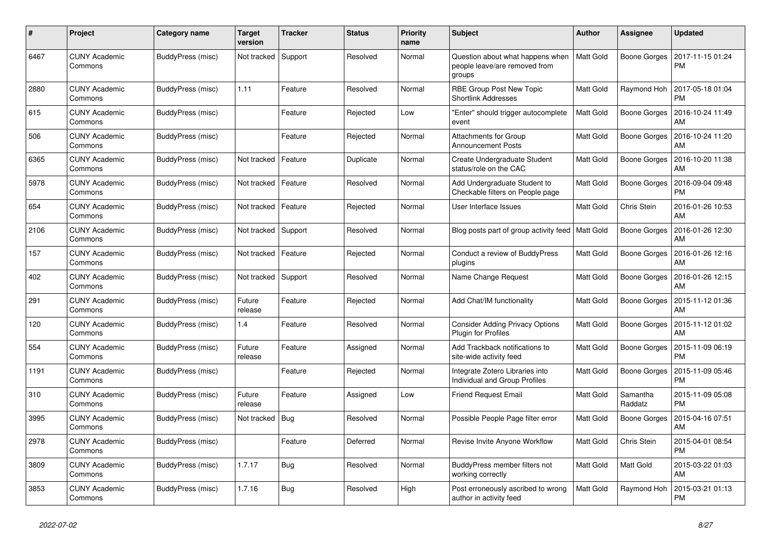| # | Project | Category name | Target version | Tracker | Status | Priority name | Subject | Author | Assignee | Updated |
|---|---|---|---|---|---|---|---|---|---|---|
| 6467 | CUNY Academic Commons | BuddyPress (misc) | Not tracked | Support | Resolved | Normal | Question about what happens when people leave/are removed from groups | Matt Gold | Boone Gorges | 2017-11-15 01:24 PM |
| 2880 | CUNY Academic Commons | BuddyPress (misc) | 1.11 | Feature | Resolved | Normal | RBE Group Post New Topic Shortlink Addresses | Matt Gold | Raymond Hoh | 2017-05-18 01:04 PM |
| 615 | CUNY Academic Commons | BuddyPress (misc) | | Feature | Rejected | Low | "Enter" should trigger autocomplete event | Matt Gold | Boone Gorges | 2016-10-24 11:49 AM |
| 506 | CUNY Academic Commons | BuddyPress (misc) | | Feature | Rejected | Normal | Attachments for Group Announcement Posts | Matt Gold | Boone Gorges | 2016-10-24 11:20 AM |
| 6365 | CUNY Academic Commons | BuddyPress (misc) | Not tracked | Feature | Duplicate | Normal | Create Undergraduate Student status/role on the CAC | Matt Gold | Boone Gorges | 2016-10-20 11:38 AM |
| 5978 | CUNY Academic Commons | BuddyPress (misc) | Not tracked | Feature | Resolved | Normal | Add Undergraduate Student to Checkable filters on People page | Matt Gold | Boone Gorges | 2016-09-04 09:48 PM |
| 654 | CUNY Academic Commons | BuddyPress (misc) | Not tracked | Feature | Rejected | Normal | User Interface Issues | Matt Gold | Chris Stein | 2016-01-26 10:53 AM |
| 2106 | CUNY Academic Commons | BuddyPress (misc) | Not tracked | Support | Resolved | Normal | Blog posts part of group activity feed | Matt Gold | Boone Gorges | 2016-01-26 12:30 AM |
| 157 | CUNY Academic Commons | BuddyPress (misc) | Not tracked | Feature | Rejected | Normal | Conduct a review of BuddyPress plugins | Matt Gold | Boone Gorges | 2016-01-26 12:16 AM |
| 402 | CUNY Academic Commons | BuddyPress (misc) | Not tracked | Support | Resolved | Normal | Name Change Request | Matt Gold | Boone Gorges | 2016-01-26 12:15 AM |
| 291 | CUNY Academic Commons | BuddyPress (misc) | Future release | Feature | Rejected | Normal | Add Chat/IM functionality | Matt Gold | Boone Gorges | 2015-11-12 01:36 AM |
| 120 | CUNY Academic Commons | BuddyPress (misc) | 1.4 | Feature | Resolved | Normal | Consider Adding Privacy Options Plugin for Profiles | Matt Gold | Boone Gorges | 2015-11-12 01:02 AM |
| 554 | CUNY Academic Commons | BuddyPress (misc) | Future release | Feature | Assigned | Normal | Add Trackback notifications to site-wide activity feed | Matt Gold | Boone Gorges | 2015-11-09 06:19 PM |
| 1191 | CUNY Academic Commons | BuddyPress (misc) | | Feature | Rejected | Normal | Integrate Zotero Libraries into Individual and Group Profiles | Matt Gold | Boone Gorges | 2015-11-09 05:46 PM |
| 310 | CUNY Academic Commons | BuddyPress (misc) | Future release | Feature | Assigned | Low | Friend Request Email | Matt Gold | Samantha Raddatz | 2015-11-09 05:08 PM |
| 3995 | CUNY Academic Commons | BuddyPress (misc) | Not tracked | Bug | Resolved | Normal | Possible People Page filter error | Matt Gold | Boone Gorges | 2015-04-16 07:51 AM |
| 2978 | CUNY Academic Commons | BuddyPress (misc) | | Feature | Deferred | Normal | Revise Invite Anyone Workflow | Matt Gold | Chris Stein | 2015-04-01 08:54 PM |
| 3809 | CUNY Academic Commons | BuddyPress (misc) | 1.7.17 | Bug | Resolved | Normal | BuddyPress member filters not working correctly | Matt Gold | Matt Gold | 2015-03-22 01:03 AM |
| 3853 | CUNY Academic Commons | BuddyPress (misc) | 1.7.16 | Bug | Resolved | High | Post erroneously ascribed to wrong author in activity feed | Matt Gold | Raymond Hoh | 2015-03-21 01:13 PM |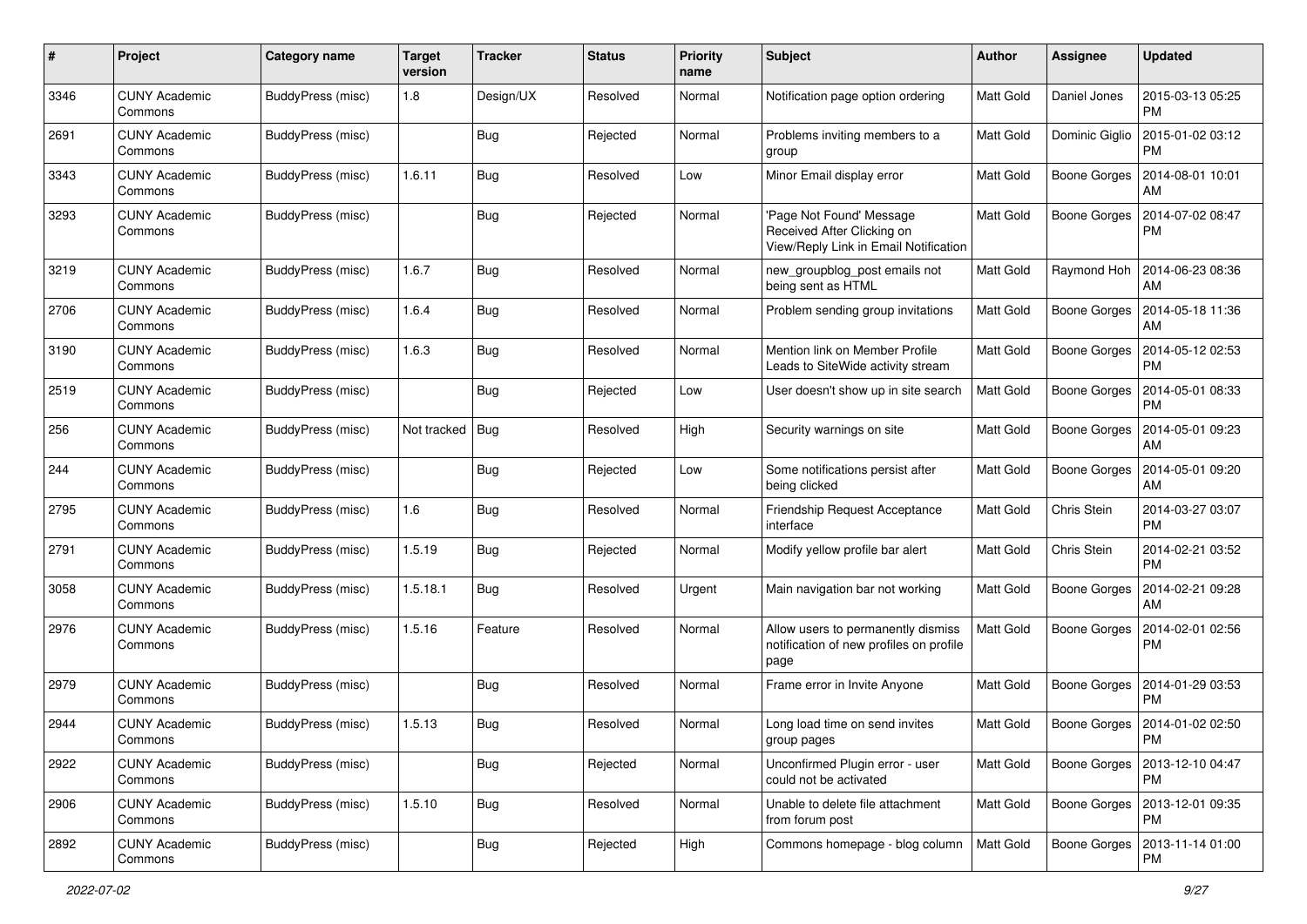| # | Project | Category name | Target version | Tracker | Status | Priority name | Subject | Author | Assignee | Updated |
|---|---|---|---|---|---|---|---|---|---|---|
| 3346 | CUNY Academic Commons | BuddyPress (misc) | 1.8 | Design/UX | Resolved | Normal | Notification page option ordering | Matt Gold | Daniel Jones | 2015-03-13 05:25 PM |
| 2691 | CUNY Academic Commons | BuddyPress (misc) | | Bug | Rejected | Normal | Problems inviting members to a group | Matt Gold | Dominic Giglio | 2015-01-02 03:12 PM |
| 3343 | CUNY Academic Commons | BuddyPress (misc) | 1.6.11 | Bug | Resolved | Low | Minor Email display error | Matt Gold | Boone Gorges | 2014-08-01 10:01 AM |
| 3293 | CUNY Academic Commons | BuddyPress (misc) | | Bug | Rejected | Normal | 'Page Not Found' Message Received After Clicking on View/Reply Link in Email Notification | Matt Gold | Boone Gorges | 2014-07-02 08:47 PM |
| 3219 | CUNY Academic Commons | BuddyPress (misc) | 1.6.7 | Bug | Resolved | Normal | new_groupblog_post emails not being sent as HTML | Matt Gold | Raymond Hoh | 2014-06-23 08:36 AM |
| 2706 | CUNY Academic Commons | BuddyPress (misc) | 1.6.4 | Bug | Resolved | Normal | Problem sending group invitations | Matt Gold | Boone Gorges | 2014-05-18 11:36 AM |
| 3190 | CUNY Academic Commons | BuddyPress (misc) | 1.6.3 | Bug | Resolved | Normal | Mention link on Member Profile Leads to SiteWide activity stream | Matt Gold | Boone Gorges | 2014-05-12 02:53 PM |
| 2519 | CUNY Academic Commons | BuddyPress (misc) | | Bug | Rejected | Low | User doesn't show up in site search | Matt Gold | Boone Gorges | 2014-05-01 08:33 PM |
| 256 | CUNY Academic Commons | BuddyPress (misc) | Not tracked | Bug | Resolved | High | Security warnings on site | Matt Gold | Boone Gorges | 2014-05-01 09:23 AM |
| 244 | CUNY Academic Commons | BuddyPress (misc) | | Bug | Rejected | Low | Some notifications persist after being clicked | Matt Gold | Boone Gorges | 2014-05-01 09:20 AM |
| 2795 | CUNY Academic Commons | BuddyPress (misc) | 1.6 | Bug | Resolved | Normal | Friendship Request Acceptance interface | Matt Gold | Chris Stein | 2014-03-27 03:07 PM |
| 2791 | CUNY Academic Commons | BuddyPress (misc) | 1.5.19 | Bug | Rejected | Normal | Modify yellow profile bar alert | Matt Gold | Chris Stein | 2014-02-21 03:52 PM |
| 3058 | CUNY Academic Commons | BuddyPress (misc) | 1.5.18.1 | Bug | Resolved | Urgent | Main navigation bar not working | Matt Gold | Boone Gorges | 2014-02-21 09:28 AM |
| 2976 | CUNY Academic Commons | BuddyPress (misc) | 1.5.16 | Feature | Resolved | Normal | Allow users to permanently dismiss notification of new profiles on profile page | Matt Gold | Boone Gorges | 2014-02-01 02:56 PM |
| 2979 | CUNY Academic Commons | BuddyPress (misc) | | Bug | Resolved | Normal | Frame error in Invite Anyone | Matt Gold | Boone Gorges | 2014-01-29 03:53 PM |
| 2944 | CUNY Academic Commons | BuddyPress (misc) | 1.5.13 | Bug | Resolved | Normal | Long load time on send invites group pages | Matt Gold | Boone Gorges | 2014-01-02 02:50 PM |
| 2922 | CUNY Academic Commons | BuddyPress (misc) | | Bug | Rejected | Normal | Unconfirmed Plugin error - user could not be activated | Matt Gold | Boone Gorges | 2013-12-10 04:47 PM |
| 2906 | CUNY Academic Commons | BuddyPress (misc) | 1.5.10 | Bug | Resolved | Normal | Unable to delete file attachment from forum post | Matt Gold | Boone Gorges | 2013-12-01 09:35 PM |
| 2892 | CUNY Academic Commons | BuddyPress (misc) | | Bug | Rejected | High | Commons homepage - blog column | Matt Gold | Boone Gorges | 2013-11-14 01:00 PM |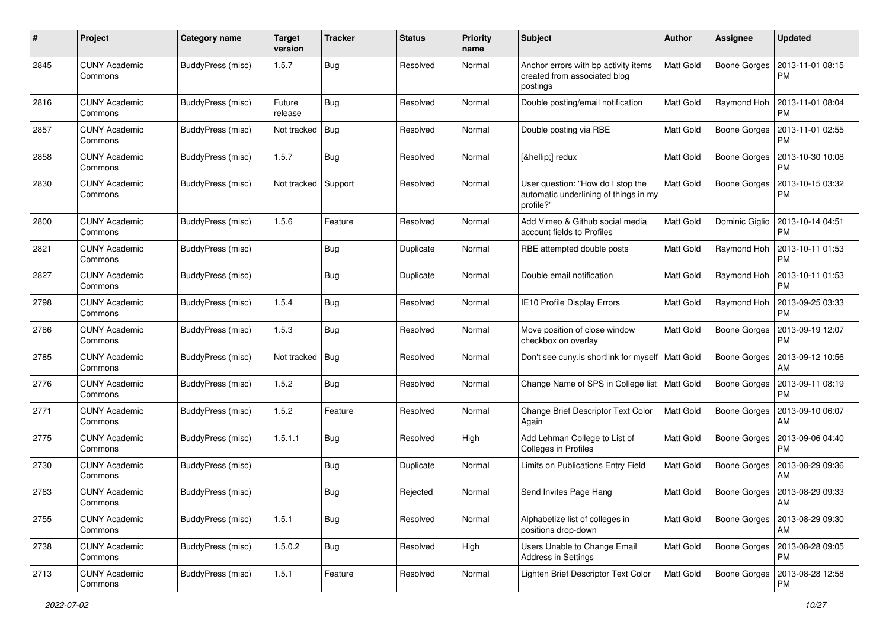| # | Project | Category name | Target version | Tracker | Status | Priority name | Subject | Author | Assignee | Updated |
|---|---|---|---|---|---|---|---|---|---|---|
| 2845 | CUNY Academic Commons | BuddyPress (misc) | 1.5.7 | Bug | Resolved | Normal | Anchor errors with bp activity items created from associated blog postings | Matt Gold | Boone Gorges | 2013-11-01 08:15 PM |
| 2816 | CUNY Academic Commons | BuddyPress (misc) | Future release | Bug | Resolved | Normal | Double posting/email notification | Matt Gold | Raymond Hoh | 2013-11-01 08:04 PM |
| 2857 | CUNY Academic Commons | BuddyPress (misc) | Not tracked | Bug | Resolved | Normal | Double posting via RBE | Matt Gold | Boone Gorges | 2013-11-01 02:55 PM |
| 2858 | CUNY Academic Commons | BuddyPress (misc) | 1.5.7 | Bug | Resolved | Normal | [&hellip;] redux | Matt Gold | Boone Gorges | 2013-10-30 10:08 PM |
| 2830 | CUNY Academic Commons | BuddyPress (misc) | Not tracked | Support | Resolved | Normal | User question: "How do I stop the automatic underlining of things in my profile?" | Matt Gold | Boone Gorges | 2013-10-15 03:32 PM |
| 2800 | CUNY Academic Commons | BuddyPress (misc) | 1.5.6 | Feature | Resolved | Normal | Add Vimeo & Github social media account fields to Profiles | Matt Gold | Dominic Giglio | 2013-10-14 04:51 PM |
| 2821 | CUNY Academic Commons | BuddyPress (misc) | | Bug | Duplicate | Normal | RBE attempted double posts | Matt Gold | Raymond Hoh | 2013-10-11 01:53 PM |
| 2827 | CUNY Academic Commons | BuddyPress (misc) | | Bug | Duplicate | Normal | Double email notification | Matt Gold | Raymond Hoh | 2013-10-11 01:53 PM |
| 2798 | CUNY Academic Commons | BuddyPress (misc) | 1.5.4 | Bug | Resolved | Normal | IE10 Profile Display Errors | Matt Gold | Raymond Hoh | 2013-09-25 03:33 PM |
| 2786 | CUNY Academic Commons | BuddyPress (misc) | 1.5.3 | Bug | Resolved | Normal | Move position of close window checkbox on overlay | Matt Gold | Boone Gorges | 2013-09-19 12:07 PM |
| 2785 | CUNY Academic Commons | BuddyPress (misc) | Not tracked | Bug | Resolved | Normal | Don't see cuny.is shortlink for myself | Matt Gold | Boone Gorges | 2013-09-12 10:56 AM |
| 2776 | CUNY Academic Commons | BuddyPress (misc) | 1.5.2 | Bug | Resolved | Normal | Change Name of SPS in College list | Matt Gold | Boone Gorges | 2013-09-11 08:19 PM |
| 2771 | CUNY Academic Commons | BuddyPress (misc) | 1.5.2 | Feature | Resolved | Normal | Change Brief Descriptor Text Color Again | Matt Gold | Boone Gorges | 2013-09-10 06:07 AM |
| 2775 | CUNY Academic Commons | BuddyPress (misc) | 1.5.1.1 | Bug | Resolved | High | Add Lehman College to List of Colleges in Profiles | Matt Gold | Boone Gorges | 2013-09-06 04:40 PM |
| 2730 | CUNY Academic Commons | BuddyPress (misc) | | Bug | Duplicate | Normal | Limits on Publications Entry Field | Matt Gold | Boone Gorges | 2013-08-29 09:36 AM |
| 2763 | CUNY Academic Commons | BuddyPress (misc) | | Bug | Rejected | Normal | Send Invites Page Hang | Matt Gold | Boone Gorges | 2013-08-29 09:33 AM |
| 2755 | CUNY Academic Commons | BuddyPress (misc) | 1.5.1 | Bug | Resolved | Normal | Alphabetize list of colleges in positions drop-down | Matt Gold | Boone Gorges | 2013-08-29 09:30 AM |
| 2738 | CUNY Academic Commons | BuddyPress (misc) | 1.5.0.2 | Bug | Resolved | High | Users Unable to Change Email Address in Settings | Matt Gold | Boone Gorges | 2013-08-28 09:05 PM |
| 2713 | CUNY Academic Commons | BuddyPress (misc) | 1.5.1 | Feature | Resolved | Normal | Lighten Brief Descriptor Text Color | Matt Gold | Boone Gorges | 2013-08-28 12:58 PM |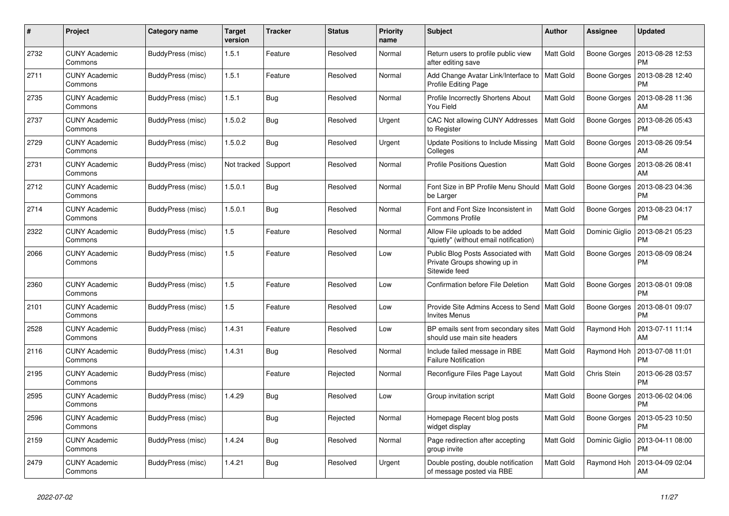| # | Project | Category name | Target version | Tracker | Status | Priority name | Subject | Author | Assignee | Updated |
|---|---|---|---|---|---|---|---|---|---|---|
| 2732 | CUNY Academic Commons | BuddyPress (misc) | 1.5.1 | Feature | Resolved | Normal | Return users to profile public view after editing save | Matt Gold | Boone Gorges | 2013-08-28 12:53 PM |
| 2711 | CUNY Academic Commons | BuddyPress (misc) | 1.5.1 | Feature | Resolved | Normal | Add Change Avatar Link/Interface to Profile Editing Page | Matt Gold | Boone Gorges | 2013-08-28 12:40 PM |
| 2735 | CUNY Academic Commons | BuddyPress (misc) | 1.5.1 | Bug | Resolved | Normal | Profile Incorrectly Shortens About You Field | Matt Gold | Boone Gorges | 2013-08-28 11:36 AM |
| 2737 | CUNY Academic Commons | BuddyPress (misc) | 1.5.0.2 | Bug | Resolved | Urgent | CAC Not allowing CUNY Addresses to Register | Matt Gold | Boone Gorges | 2013-08-26 05:43 PM |
| 2729 | CUNY Academic Commons | BuddyPress (misc) | 1.5.0.2 | Bug | Resolved | Urgent | Update Positions to Include Missing Colleges | Matt Gold | Boone Gorges | 2013-08-26 09:54 AM |
| 2731 | CUNY Academic Commons | BuddyPress (misc) | Not tracked | Support | Resolved | Normal | Profile Positions Question | Matt Gold | Boone Gorges | 2013-08-26 08:41 AM |
| 2712 | CUNY Academic Commons | BuddyPress (misc) | 1.5.0.1 | Bug | Resolved | Normal | Font Size in BP Profile Menu Should be Larger | Matt Gold | Boone Gorges | 2013-08-23 04:36 PM |
| 2714 | CUNY Academic Commons | BuddyPress (misc) | 1.5.0.1 | Bug | Resolved | Normal | Font and Font Size Inconsistent in Commons Profile | Matt Gold | Boone Gorges | 2013-08-23 04:17 PM |
| 2322 | CUNY Academic Commons | BuddyPress (misc) | 1.5 | Feature | Resolved | Normal | Allow File uploads to be added "quietly" (without email notification) | Matt Gold | Dominic Giglio | 2013-08-21 05:23 PM |
| 2066 | CUNY Academic Commons | BuddyPress (misc) | 1.5 | Feature | Resolved | Low | Public Blog Posts Associated with Private Groups showing up in Sitewide feed | Matt Gold | Boone Gorges | 2013-08-09 08:24 PM |
| 2360 | CUNY Academic Commons | BuddyPress (misc) | 1.5 | Feature | Resolved | Low | Confirmation before File Deletion | Matt Gold | Boone Gorges | 2013-08-01 09:08 PM |
| 2101 | CUNY Academic Commons | BuddyPress (misc) | 1.5 | Feature | Resolved | Low | Provide Site Admins Access to Send Invites Menus | Matt Gold | Boone Gorges | 2013-08-01 09:07 PM |
| 2528 | CUNY Academic Commons | BuddyPress (misc) | 1.4.31 | Feature | Resolved | Low | BP emails sent from secondary sites should use main site headers | Matt Gold | Raymond Hoh | 2013-07-11 11:14 AM |
| 2116 | CUNY Academic Commons | BuddyPress (misc) | 1.4.31 | Bug | Resolved | Normal | Include failed message in RBE Failure Notification | Matt Gold | Raymond Hoh | 2013-07-08 11:01 PM |
| 2195 | CUNY Academic Commons | BuddyPress (misc) | | Feature | Rejected | Normal | Reconfigure Files Page Layout | Matt Gold | Chris Stein | 2013-06-28 03:57 PM |
| 2595 | CUNY Academic Commons | BuddyPress (misc) | 1.4.29 | Bug | Resolved | Low | Group invitation script | Matt Gold | Boone Gorges | 2013-06-02 04:06 PM |
| 2596 | CUNY Academic Commons | BuddyPress (misc) | | Bug | Rejected | Normal | Homepage Recent blog posts widget display | Matt Gold | Boone Gorges | 2013-05-23 10:50 PM |
| 2159 | CUNY Academic Commons | BuddyPress (misc) | 1.4.24 | Bug | Resolved | Normal | Page redirection after accepting group invite | Matt Gold | Dominic Giglio | 2013-04-11 08:00 PM |
| 2479 | CUNY Academic Commons | BuddyPress (misc) | 1.4.21 | Bug | Resolved | Urgent | Double posting, double notification of message posted via RBE | Matt Gold | Raymond Hoh | 2013-04-09 02:04 AM |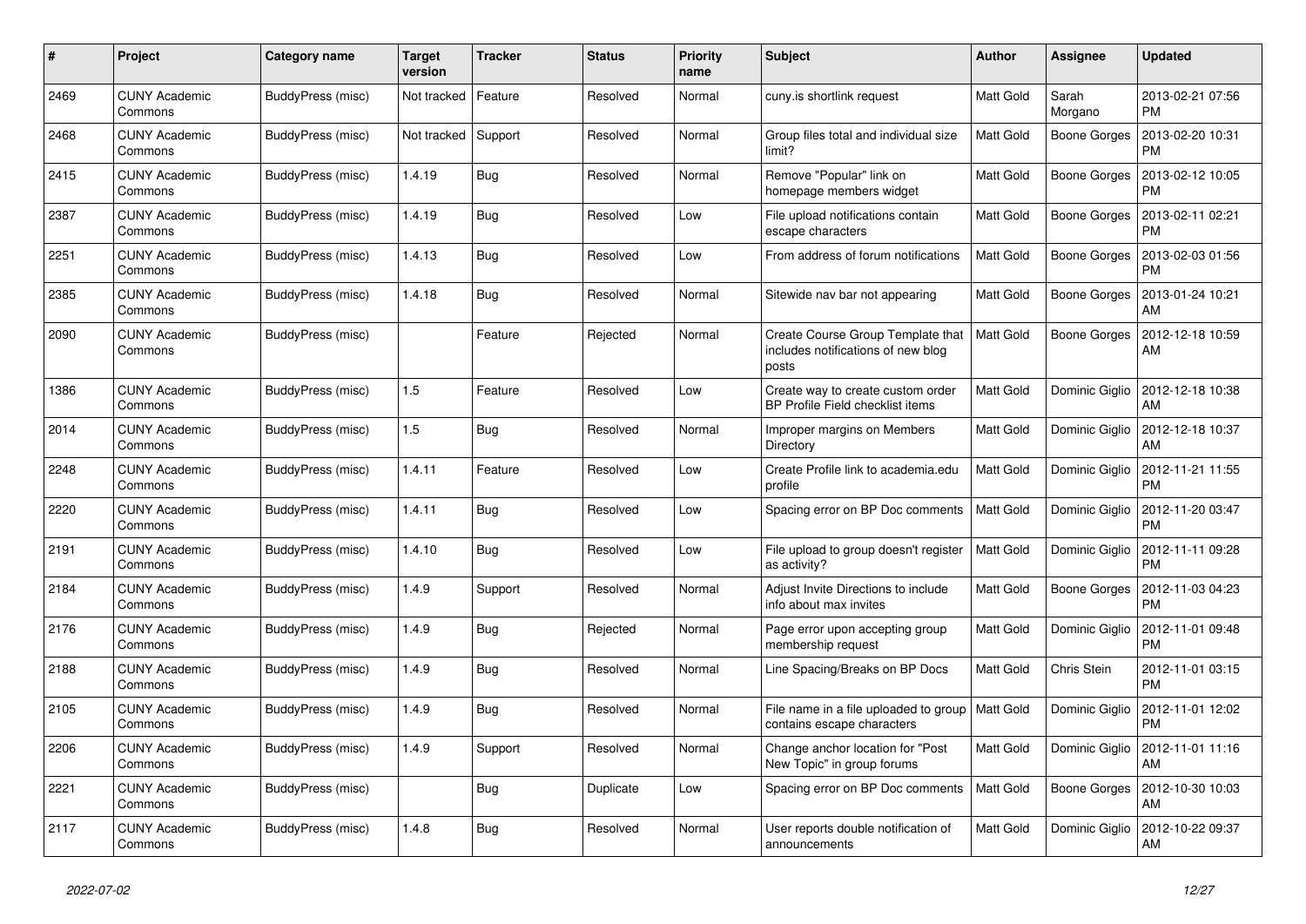| # | Project | Category name | Target version | Tracker | Status | Priority name | Subject | Author | Assignee | Updated |
| --- | --- | --- | --- | --- | --- | --- | --- | --- | --- | --- |
| 2469 | CUNY Academic Commons | BuddyPress (misc) | Not tracked | Feature | Resolved | Normal | cuny.is shortlink request | Matt Gold | Sarah Morgano | 2013-02-21 07:56 PM |
| 2468 | CUNY Academic Commons | BuddyPress (misc) | Not tracked | Support | Resolved | Normal | Group files total and individual size limit? | Matt Gold | Boone Gorges | 2013-02-20 10:31 PM |
| 2415 | CUNY Academic Commons | BuddyPress (misc) | 1.4.19 | Bug | Resolved | Normal | Remove "Popular" link on homepage members widget | Matt Gold | Boone Gorges | 2013-02-12 10:05 PM |
| 2387 | CUNY Academic Commons | BuddyPress (misc) | 1.4.19 | Bug | Resolved | Low | File upload notifications contain escape characters | Matt Gold | Boone Gorges | 2013-02-11 02:21 PM |
| 2251 | CUNY Academic Commons | BuddyPress (misc) | 1.4.13 | Bug | Resolved | Low | From address of forum notifications | Matt Gold | Boone Gorges | 2013-02-03 01:56 PM |
| 2385 | CUNY Academic Commons | BuddyPress (misc) | 1.4.18 | Bug | Resolved | Normal | Sitewide nav bar not appearing | Matt Gold | Boone Gorges | 2013-01-24 10:21 AM |
| 2090 | CUNY Academic Commons | BuddyPress (misc) | | Feature | Rejected | Normal | Create Course Group Template that includes notifications of new blog posts | Matt Gold | Boone Gorges | 2012-12-18 10:59 AM |
| 1386 | CUNY Academic Commons | BuddyPress (misc) | 1.5 | Feature | Resolved | Low | Create way to create custom order BP Profile Field checklist items | Matt Gold | Dominic Giglio | 2012-12-18 10:38 AM |
| 2014 | CUNY Academic Commons | BuddyPress (misc) | 1.5 | Bug | Resolved | Normal | Improper margins on Members Directory | Matt Gold | Dominic Giglio | 2012-12-18 10:37 AM |
| 2248 | CUNY Academic Commons | BuddyPress (misc) | 1.4.11 | Feature | Resolved | Low | Create Profile link to academia.edu profile | Matt Gold | Dominic Giglio | 2012-11-21 11:55 PM |
| 2220 | CUNY Academic Commons | BuddyPress (misc) | 1.4.11 | Bug | Resolved | Low | Spacing error on BP Doc comments | Matt Gold | Dominic Giglio | 2012-11-20 03:47 PM |
| 2191 | CUNY Academic Commons | BuddyPress (misc) | 1.4.10 | Bug | Resolved | Low | File upload to group doesn't register as activity? | Matt Gold | Dominic Giglio | 2012-11-11 09:28 PM |
| 2184 | CUNY Academic Commons | BuddyPress (misc) | 1.4.9 | Support | Resolved | Normal | Adjust Invite Directions to include info about max invites | Matt Gold | Boone Gorges | 2012-11-03 04:23 PM |
| 2176 | CUNY Academic Commons | BuddyPress (misc) | 1.4.9 | Bug | Rejected | Normal | Page error upon accepting group membership request | Matt Gold | Dominic Giglio | 2012-11-01 09:48 PM |
| 2188 | CUNY Academic Commons | BuddyPress (misc) | 1.4.9 | Bug | Resolved | Normal | Line Spacing/Breaks on BP Docs | Matt Gold | Chris Stein | 2012-11-01 03:15 PM |
| 2105 | CUNY Academic Commons | BuddyPress (misc) | 1.4.9 | Bug | Resolved | Normal | File name in a file uploaded to group contains escape characters | Matt Gold | Dominic Giglio | 2012-11-01 12:02 PM |
| 2206 | CUNY Academic Commons | BuddyPress (misc) | 1.4.9 | Support | Resolved | Normal | Change anchor location for "Post New Topic" in group forums | Matt Gold | Dominic Giglio | 2012-11-01 11:16 AM |
| 2221 | CUNY Academic Commons | BuddyPress (misc) | | Bug | Duplicate | Low | Spacing error on BP Doc comments | Matt Gold | Boone Gorges | 2012-10-30 10:03 AM |
| 2117 | CUNY Academic Commons | BuddyPress (misc) | 1.4.8 | Bug | Resolved | Normal | User reports double notification of announcements | Matt Gold | Dominic Giglio | 2012-10-22 09:37 AM |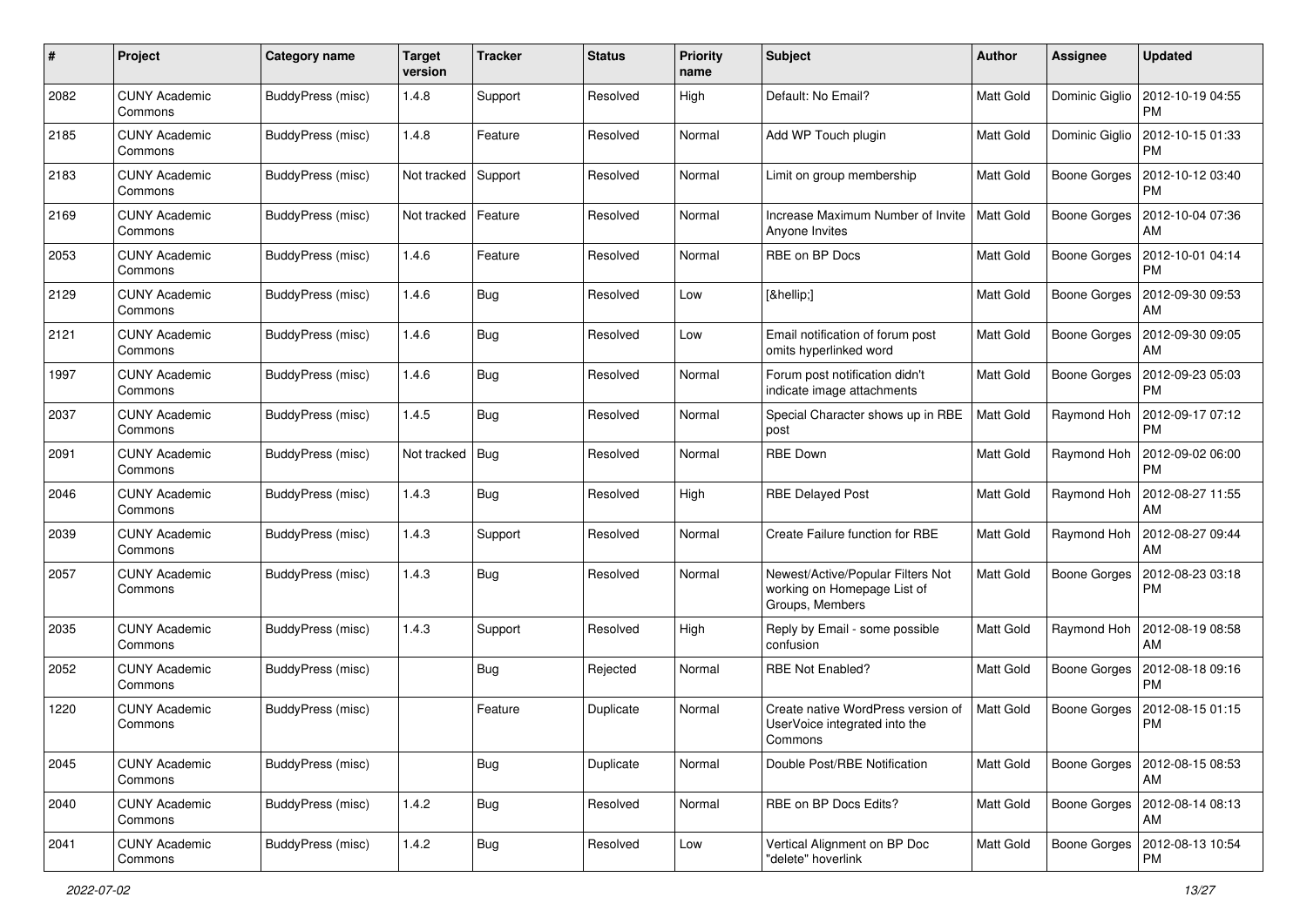| # | Project | Category name | Target version | Tracker | Status | Priority name | Subject | Author | Assignee | Updated |
|---|---|---|---|---|---|---|---|---|---|---|
| 2082 | CUNY Academic Commons | BuddyPress (misc) | 1.4.8 | Support | Resolved | High | Default: No Email? | Matt Gold | Dominic Giglio | 2012-10-19 04:55 PM |
| 2185 | CUNY Academic Commons | BuddyPress (misc) | 1.4.8 | Feature | Resolved | Normal | Add WP Touch plugin | Matt Gold | Dominic Giglio | 2012-10-15 01:33 PM |
| 2183 | CUNY Academic Commons | BuddyPress (misc) | Not tracked | Support | Resolved | Normal | Limit on group membership | Matt Gold | Boone Gorges | 2012-10-12 03:40 PM |
| 2169 | CUNY Academic Commons | BuddyPress (misc) | Not tracked | Feature | Resolved | Normal | Increase Maximum Number of Invite Anyone Invites | Matt Gold | Boone Gorges | 2012-10-04 07:36 AM |
| 2053 | CUNY Academic Commons | BuddyPress (misc) | 1.4.6 | Feature | Resolved | Normal | RBE on BP Docs | Matt Gold | Boone Gorges | 2012-10-01 04:14 PM |
| 2129 | CUNY Academic Commons | BuddyPress (misc) | 1.4.6 | Bug | Resolved | Low | [&hellip;] | Matt Gold | Boone Gorges | 2012-09-30 09:53 AM |
| 2121 | CUNY Academic Commons | BuddyPress (misc) | 1.4.6 | Bug | Resolved | Low | Email notification of forum post omits hyperlinked word | Matt Gold | Boone Gorges | 2012-09-30 09:05 AM |
| 1997 | CUNY Academic Commons | BuddyPress (misc) | 1.4.6 | Bug | Resolved | Normal | Forum post notification didn't indicate image attachments | Matt Gold | Boone Gorges | 2012-09-23 05:03 PM |
| 2037 | CUNY Academic Commons | BuddyPress (misc) | 1.4.5 | Bug | Resolved | Normal | Special Character shows up in RBE post | Matt Gold | Raymond Hoh | 2012-09-17 07:12 PM |
| 2091 | CUNY Academic Commons | BuddyPress (misc) | Not tracked | Bug | Resolved | Normal | RBE Down | Matt Gold | Raymond Hoh | 2012-09-02 06:00 PM |
| 2046 | CUNY Academic Commons | BuddyPress (misc) | 1.4.3 | Bug | Resolved | High | RBE Delayed Post | Matt Gold | Raymond Hoh | 2012-08-27 11:55 AM |
| 2039 | CUNY Academic Commons | BuddyPress (misc) | 1.4.3 | Support | Resolved | Normal | Create Failure function for RBE | Matt Gold | Raymond Hoh | 2012-08-27 09:44 AM |
| 2057 | CUNY Academic Commons | BuddyPress (misc) | 1.4.3 | Bug | Resolved | Normal | Newest/Active/Popular Filters Not working on Homepage List of Groups, Members | Matt Gold | Boone Gorges | 2012-08-23 03:18 PM |
| 2035 | CUNY Academic Commons | BuddyPress (misc) | 1.4.3 | Support | Resolved | High | Reply by Email - some possible confusion | Matt Gold | Raymond Hoh | 2012-08-19 08:58 AM |
| 2052 | CUNY Academic Commons | BuddyPress (misc) | | Bug | Rejected | Normal | RBE Not Enabled? | Matt Gold | Boone Gorges | 2012-08-18 09:16 PM |
| 1220 | CUNY Academic Commons | BuddyPress (misc) | | Feature | Duplicate | Normal | Create native WordPress version of UserVoice integrated into the Commons | Matt Gold | Boone Gorges | 2012-08-15 01:15 PM |
| 2045 | CUNY Academic Commons | BuddyPress (misc) | | Bug | Duplicate | Normal | Double Post/RBE Notification | Matt Gold | Boone Gorges | 2012-08-15 08:53 AM |
| 2040 | CUNY Academic Commons | BuddyPress (misc) | 1.4.2 | Bug | Resolved | Normal | RBE on BP Docs Edits? | Matt Gold | Boone Gorges | 2012-08-14 08:13 AM |
| 2041 | CUNY Academic Commons | BuddyPress (misc) | 1.4.2 | Bug | Resolved | Low | Vertical Alignment on BP Doc "delete" hoverlink | Matt Gold | Boone Gorges | 2012-08-13 10:54 PM |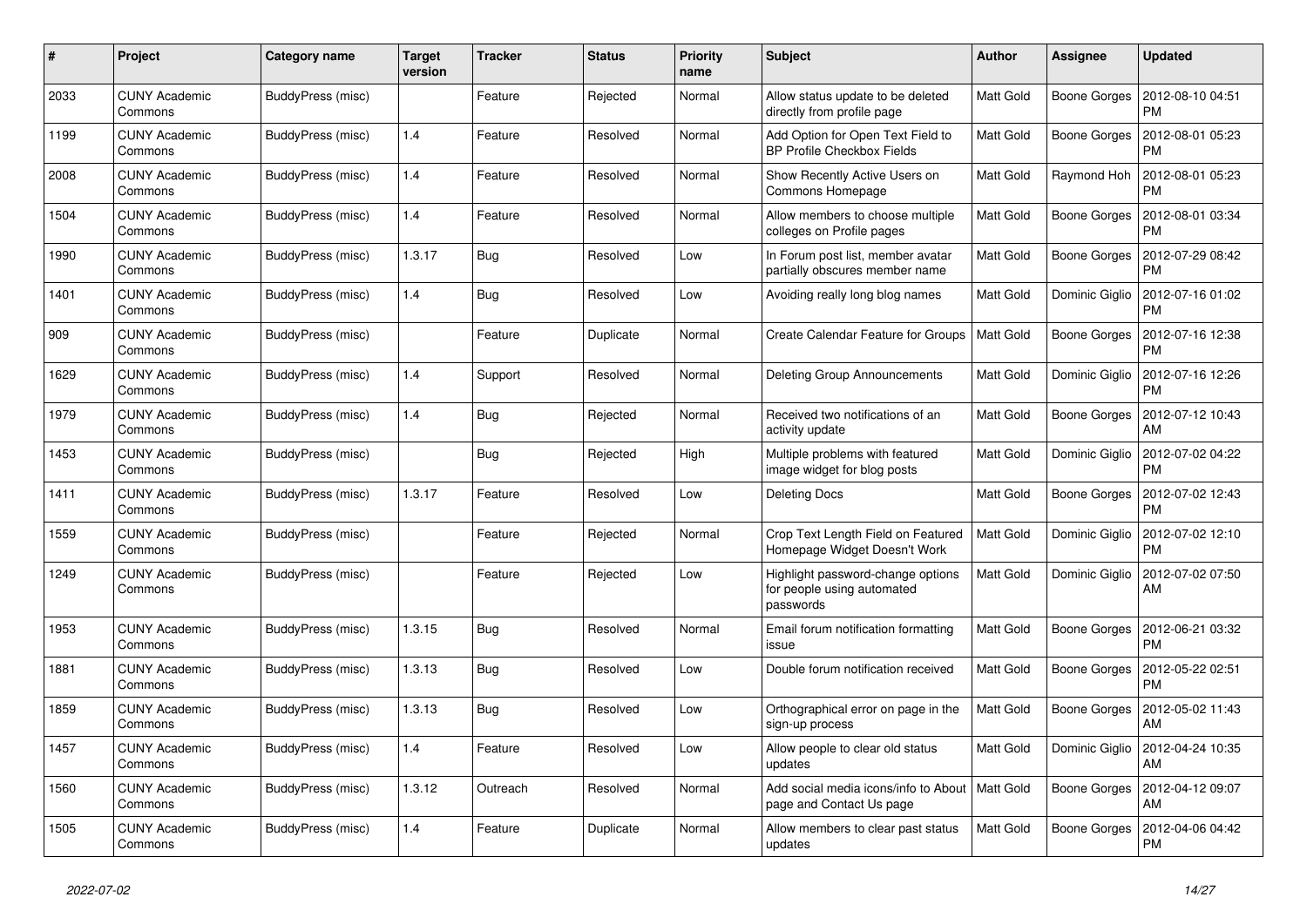| # | Project | Category name | Target version | Tracker | Status | Priority name | Subject | Author | Assignee | Updated |
|---|---|---|---|---|---|---|---|---|---|---|
| 2033 | CUNY Academic Commons | BuddyPress (misc) | | Feature | Rejected | Normal | Allow status update to be deleted directly from profile page | Matt Gold | Boone Gorges | 2012-08-10 04:51 PM |
| 1199 | CUNY Academic Commons | BuddyPress (misc) | 1.4 | Feature | Resolved | Normal | Add Option for Open Text Field to BP Profile Checkbox Fields | Matt Gold | Boone Gorges | 2012-08-01 05:23 PM |
| 2008 | CUNY Academic Commons | BuddyPress (misc) | 1.4 | Feature | Resolved | Normal | Show Recently Active Users on Commons Homepage | Matt Gold | Raymond Hoh | 2012-08-01 05:23 PM |
| 1504 | CUNY Academic Commons | BuddyPress (misc) | 1.4 | Feature | Resolved | Normal | Allow members to choose multiple colleges on Profile pages | Matt Gold | Boone Gorges | 2012-08-01 03:34 PM |
| 1990 | CUNY Academic Commons | BuddyPress (misc) | 1.3.17 | Bug | Resolved | Low | In Forum post list, member avatar partially obscures member name | Matt Gold | Boone Gorges | 2012-07-29 08:42 PM |
| 1401 | CUNY Academic Commons | BuddyPress (misc) | 1.4 | Bug | Resolved | Low | Avoiding really long blog names | Matt Gold | Dominic Giglio | 2012-07-16 01:02 PM |
| 909 | CUNY Academic Commons | BuddyPress (misc) | | Feature | Duplicate | Normal | Create Calendar Feature for Groups | Matt Gold | Boone Gorges | 2012-07-16 12:38 PM |
| 1629 | CUNY Academic Commons | BuddyPress (misc) | 1.4 | Support | Resolved | Normal | Deleting Group Announcements | Matt Gold | Dominic Giglio | 2012-07-16 12:26 PM |
| 1979 | CUNY Academic Commons | BuddyPress (misc) | 1.4 | Bug | Rejected | Normal | Received two notifications of an activity update | Matt Gold | Boone Gorges | 2012-07-12 10:43 AM |
| 1453 | CUNY Academic Commons | BuddyPress (misc) | | Bug | Rejected | High | Multiple problems with featured image widget for blog posts | Matt Gold | Dominic Giglio | 2012-07-02 04:22 PM |
| 1411 | CUNY Academic Commons | BuddyPress (misc) | 1.3.17 | Feature | Resolved | Low | Deleting Docs | Matt Gold | Boone Gorges | 2012-07-02 12:43 PM |
| 1559 | CUNY Academic Commons | BuddyPress (misc) | | Feature | Rejected | Normal | Crop Text Length Field on Featured Homepage Widget Doesn't Work | Matt Gold | Dominic Giglio | 2012-07-02 12:10 PM |
| 1249 | CUNY Academic Commons | BuddyPress (misc) | | Feature | Rejected | Low | Highlight password-change options for people using automated passwords | Matt Gold | Dominic Giglio | 2012-07-02 07:50 AM |
| 1953 | CUNY Academic Commons | BuddyPress (misc) | 1.3.15 | Bug | Resolved | Normal | Email forum notification formatting issue | Matt Gold | Boone Gorges | 2012-06-21 03:32 PM |
| 1881 | CUNY Academic Commons | BuddyPress (misc) | 1.3.13 | Bug | Resolved | Low | Double forum notification received | Matt Gold | Boone Gorges | 2012-05-22 02:51 PM |
| 1859 | CUNY Academic Commons | BuddyPress (misc) | 1.3.13 | Bug | Resolved | Low | Orthographical error on page in the sign-up process | Matt Gold | Boone Gorges | 2012-05-02 11:43 AM |
| 1457 | CUNY Academic Commons | BuddyPress (misc) | 1.4 | Feature | Resolved | Low | Allow people to clear old status updates | Matt Gold | Dominic Giglio | 2012-04-24 10:35 AM |
| 1560 | CUNY Academic Commons | BuddyPress (misc) | 1.3.12 | Outreach | Resolved | Normal | Add social media icons/info to About page and Contact Us page | Matt Gold | Boone Gorges | 2012-04-12 09:07 AM |
| 1505 | CUNY Academic Commons | BuddyPress (misc) | 1.4 | Feature | Duplicate | Normal | Allow members to clear past status updates | Matt Gold | Boone Gorges | 2012-04-06 04:42 PM |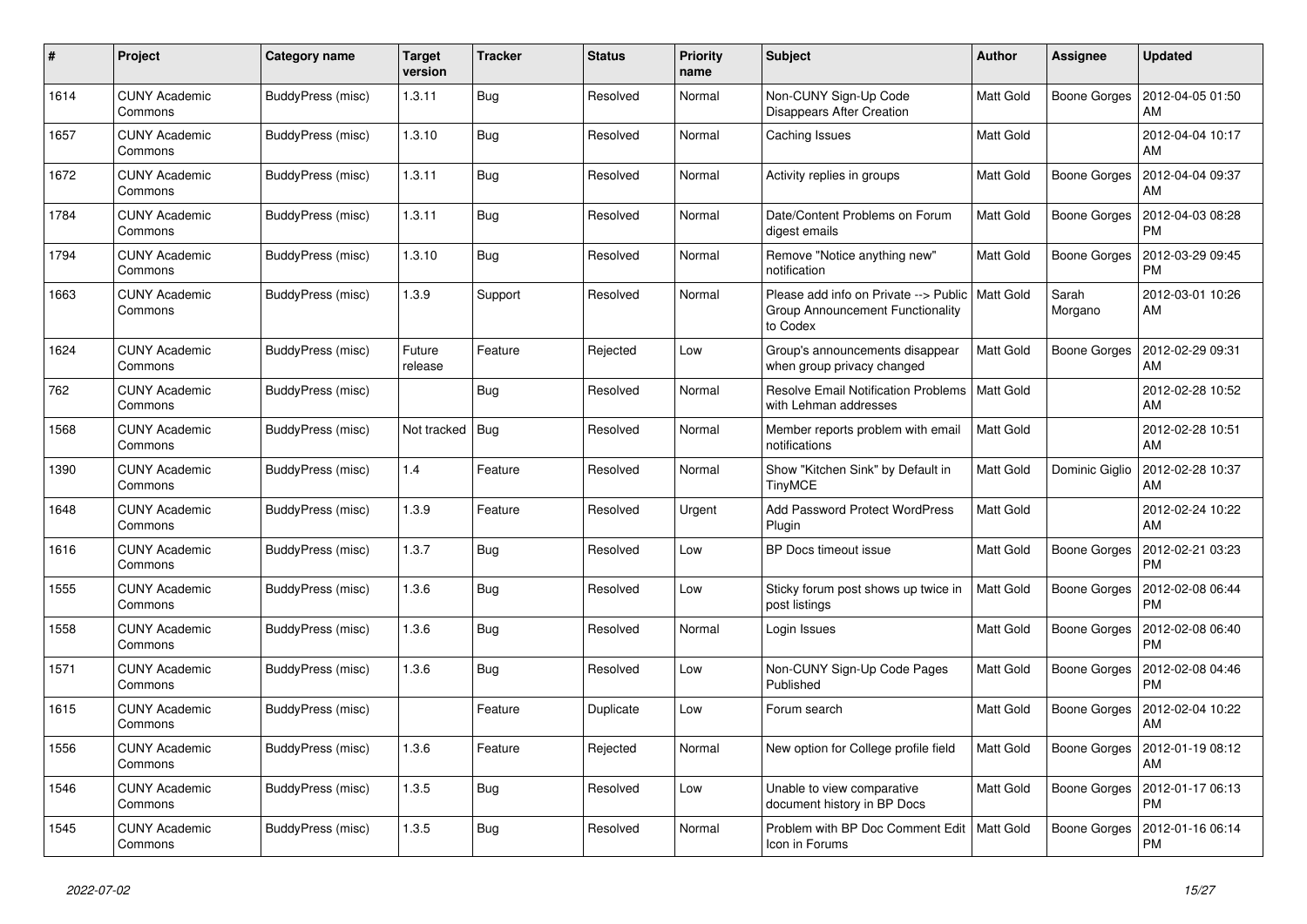| # | Project | Category name | Target version | Tracker | Status | Priority name | Subject | Author | Assignee | Updated |
|---|---|---|---|---|---|---|---|---|---|---|
| 1614 | CUNY Academic Commons | BuddyPress (misc) | 1.3.11 | Bug | Resolved | Normal | Non-CUNY Sign-Up Code Disappears After Creation | Matt Gold | Boone Gorges | 2012-04-05 01:50 AM |
| 1657 | CUNY Academic Commons | BuddyPress (misc) | 1.3.10 | Bug | Resolved | Normal | Caching Issues | Matt Gold | | 2012-04-04 10:17 AM |
| 1672 | CUNY Academic Commons | BuddyPress (misc) | 1.3.11 | Bug | Resolved | Normal | Activity replies in groups | Matt Gold | Boone Gorges | 2012-04-04 09:37 AM |
| 1784 | CUNY Academic Commons | BuddyPress (misc) | 1.3.11 | Bug | Resolved | Normal | Date/Content Problems on Forum digest emails | Matt Gold | Boone Gorges | 2012-04-03 08:28 PM |
| 1794 | CUNY Academic Commons | BuddyPress (misc) | 1.3.10 | Bug | Resolved | Normal | Remove "Notice anything new" notification | Matt Gold | Boone Gorges | 2012-03-29 09:45 PM |
| 1663 | CUNY Academic Commons | BuddyPress (misc) | 1.3.9 | Support | Resolved | Normal | Please add info on Private --> Public Group Announcement Functionality to Codex | Matt Gold | Sarah Morgano | 2012-03-01 10:26 AM |
| 1624 | CUNY Academic Commons | BuddyPress (misc) | Future release | Feature | Rejected | Low | Group's announcements disappear when group privacy changed | Matt Gold | Boone Gorges | 2012-02-29 09:31 AM |
| 762 | CUNY Academic Commons | BuddyPress (misc) | | Bug | Resolved | Normal | Resolve Email Notification Problems with Lehman addresses | Matt Gold | | 2012-02-28 10:52 AM |
| 1568 | CUNY Academic Commons | BuddyPress (misc) | Not tracked | Bug | Resolved | Normal | Member reports problem with email notifications | Matt Gold | | 2012-02-28 10:51 AM |
| 1390 | CUNY Academic Commons | BuddyPress (misc) | 1.4 | Feature | Resolved | Normal | Show "Kitchen Sink" by Default in TinyMCE | Matt Gold | Dominic Giglio | 2012-02-28 10:37 AM |
| 1648 | CUNY Academic Commons | BuddyPress (misc) | 1.3.9 | Feature | Resolved | Urgent | Add Password Protect WordPress Plugin | Matt Gold | | 2012-02-24 10:22 AM |
| 1616 | CUNY Academic Commons | BuddyPress (misc) | 1.3.7 | Bug | Resolved | Low | BP Docs timeout issue | Matt Gold | Boone Gorges | 2012-02-21 03:23 PM |
| 1555 | CUNY Academic Commons | BuddyPress (misc) | 1.3.6 | Bug | Resolved | Low | Sticky forum post shows up twice in post listings | Matt Gold | Boone Gorges | 2012-02-08 06:44 PM |
| 1558 | CUNY Academic Commons | BuddyPress (misc) | 1.3.6 | Bug | Resolved | Normal | Login Issues | Matt Gold | Boone Gorges | 2012-02-08 06:40 PM |
| 1571 | CUNY Academic Commons | BuddyPress (misc) | 1.3.6 | Bug | Resolved | Low | Non-CUNY Sign-Up Code Pages Published | Matt Gold | Boone Gorges | 2012-02-08 04:46 PM |
| 1615 | CUNY Academic Commons | BuddyPress (misc) | | Feature | Duplicate | Low | Forum search | Matt Gold | Boone Gorges | 2012-02-04 10:22 AM |
| 1556 | CUNY Academic Commons | BuddyPress (misc) | 1.3.6 | Feature | Rejected | Normal | New option for College profile field | Matt Gold | Boone Gorges | 2012-01-19 08:12 AM |
| 1546 | CUNY Academic Commons | BuddyPress (misc) | 1.3.5 | Bug | Resolved | Low | Unable to view comparative document history in BP Docs | Matt Gold | Boone Gorges | 2012-01-17 06:13 PM |
| 1545 | CUNY Academic Commons | BuddyPress (misc) | 1.3.5 | Bug | Resolved | Normal | Problem with BP Doc Comment Edit Icon in Forums | Matt Gold | Boone Gorges | 2012-01-16 06:14 PM |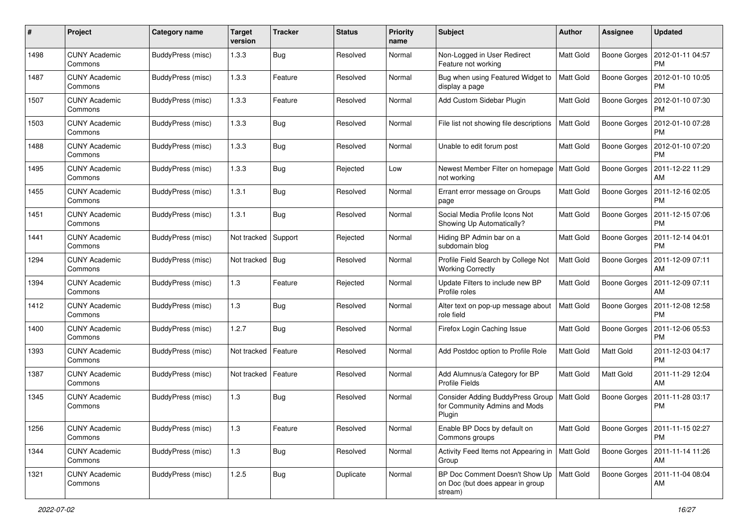| # | Project | Category name | Target version | Tracker | Status | Priority name | Subject | Author | Assignee | Updated |
|---|---|---|---|---|---|---|---|---|---|---|
| 1498 | CUNY Academic Commons | BuddyPress (misc) | 1.3.3 | Bug | Resolved | Normal | Non-Logged in User Redirect Feature not working | Matt Gold | Boone Gorges | 2012-01-11 04:57 PM |
| 1487 | CUNY Academic Commons | BuddyPress (misc) | 1.3.3 | Feature | Resolved | Normal | Bug when using Featured Widget to display a page | Matt Gold | Boone Gorges | 2012-01-10 10:05 PM |
| 1507 | CUNY Academic Commons | BuddyPress (misc) | 1.3.3 | Feature | Resolved | Normal | Add Custom Sidebar Plugin | Matt Gold | Boone Gorges | 2012-01-10 07:30 PM |
| 1503 | CUNY Academic Commons | BuddyPress (misc) | 1.3.3 | Bug | Resolved | Normal | File list not showing file descriptions | Matt Gold | Boone Gorges | 2012-01-10 07:28 PM |
| 1488 | CUNY Academic Commons | BuddyPress (misc) | 1.3.3 | Bug | Resolved | Normal | Unable to edit forum post | Matt Gold | Boone Gorges | 2012-01-10 07:20 PM |
| 1495 | CUNY Academic Commons | BuddyPress (misc) | 1.3.3 | Bug | Rejected | Low | Newest Member Filter on homepage not working | Matt Gold | Boone Gorges | 2011-12-22 11:29 AM |
| 1455 | CUNY Academic Commons | BuddyPress (misc) | 1.3.1 | Bug | Resolved | Normal | Errant error message on Groups page | Matt Gold | Boone Gorges | 2011-12-16 02:05 PM |
| 1451 | CUNY Academic Commons | BuddyPress (misc) | 1.3.1 | Bug | Resolved | Normal | Social Media Profile Icons Not Showing Up Automatically? | Matt Gold | Boone Gorges | 2011-12-15 07:06 PM |
| 1441 | CUNY Academic Commons | BuddyPress (misc) | Not tracked | Support | Rejected | Normal | Hiding BP Admin bar on a subdomain blog | Matt Gold | Boone Gorges | 2011-12-14 04:01 PM |
| 1294 | CUNY Academic Commons | BuddyPress (misc) | Not tracked | Bug | Resolved | Normal | Profile Field Search by College Not Working Correctly | Matt Gold | Boone Gorges | 2011-12-09 07:11 AM |
| 1394 | CUNY Academic Commons | BuddyPress (misc) | 1.3 | Feature | Rejected | Normal | Update Filters to include new BP Profile roles | Matt Gold | Boone Gorges | 2011-12-09 07:11 AM |
| 1412 | CUNY Academic Commons | BuddyPress (misc) | 1.3 | Bug | Resolved | Normal | Alter text on pop-up message about role field | Matt Gold | Boone Gorges | 2011-12-08 12:58 PM |
| 1400 | CUNY Academic Commons | BuddyPress (misc) | 1.2.7 | Bug | Resolved | Normal | Firefox Login Caching Issue | Matt Gold | Boone Gorges | 2011-12-06 05:53 PM |
| 1393 | CUNY Academic Commons | BuddyPress (misc) | Not tracked | Feature | Resolved | Normal | Add Postdoc option to Profile Role | Matt Gold | Matt Gold | 2011-12-03 04:17 PM |
| 1387 | CUNY Academic Commons | BuddyPress (misc) | Not tracked | Feature | Resolved | Normal | Add Alumnus/a Category for BP Profile Fields | Matt Gold | Matt Gold | 2011-11-29 12:04 AM |
| 1345 | CUNY Academic Commons | BuddyPress (misc) | 1.3 | Bug | Resolved | Normal | Consider Adding BuddyPress Group for Community Admins and Mods Plugin | Matt Gold | Boone Gorges | 2011-11-28 03:17 PM |
| 1256 | CUNY Academic Commons | BuddyPress (misc) | 1.3 | Feature | Resolved | Normal | Enable BP Docs by default on Commons groups | Matt Gold | Boone Gorges | 2011-11-15 02:27 PM |
| 1344 | CUNY Academic Commons | BuddyPress (misc) | 1.3 | Bug | Resolved | Normal | Activity Feed Items not Appearing in Group | Matt Gold | Boone Gorges | 2011-11-14 11:26 AM |
| 1321 | CUNY Academic Commons | BuddyPress (misc) | 1.2.5 | Bug | Duplicate | Normal | BP Doc Comment Doesn't Show Up on Doc (but does appear in group stream) | Matt Gold | Boone Gorges | 2011-11-04 08:04 AM |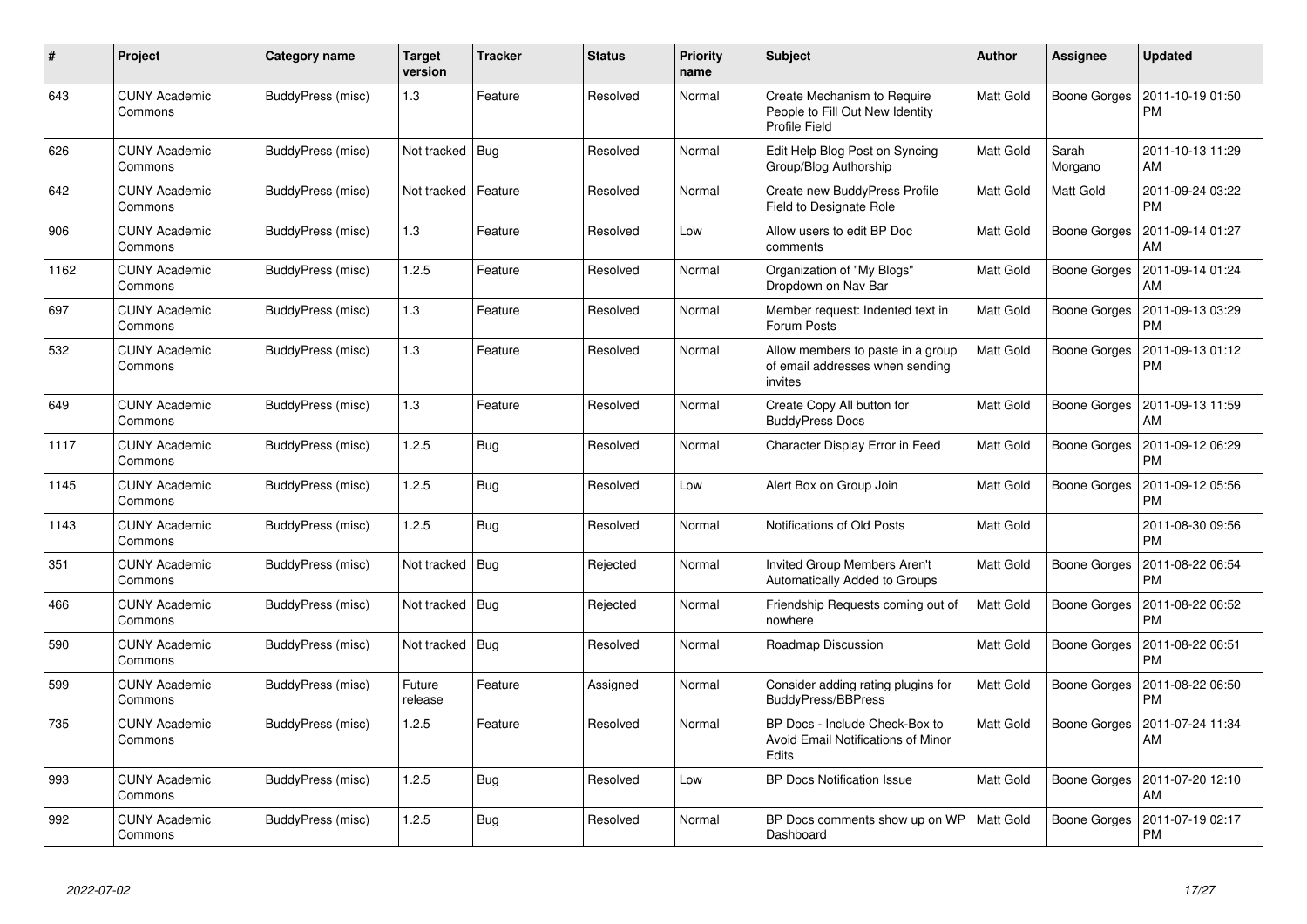| # | Project | Category name | Target version | Tracker | Status | Priority name | Subject | Author | Assignee | Updated |
|---|---|---|---|---|---|---|---|---|---|---|
| 643 | CUNY Academic Commons | BuddyPress (misc) | 1.3 | Feature | Resolved | Normal | Create Mechanism to Require People to Fill Out New Identity Profile Field | Matt Gold | Boone Gorges | 2011-10-19 01:50 PM |
| 626 | CUNY Academic Commons | BuddyPress (misc) | Not tracked | Bug | Resolved | Normal | Edit Help Blog Post on Syncing Group/Blog Authorship | Matt Gold | Sarah Morgano | 2011-10-13 11:29 AM |
| 642 | CUNY Academic Commons | BuddyPress (misc) | Not tracked | Feature | Resolved | Normal | Create new BuddyPress Profile Field to Designate Role | Matt Gold | Matt Gold | 2011-09-24 03:22 PM |
| 906 | CUNY Academic Commons | BuddyPress (misc) | 1.3 | Feature | Resolved | Low | Allow users to edit BP Doc comments | Matt Gold | Boone Gorges | 2011-09-14 01:27 AM |
| 1162 | CUNY Academic Commons | BuddyPress (misc) | 1.2.5 | Feature | Resolved | Normal | Organization of "My Blogs" Dropdown on Nav Bar | Matt Gold | Boone Gorges | 2011-09-14 01:24 AM |
| 697 | CUNY Academic Commons | BuddyPress (misc) | 1.3 | Feature | Resolved | Normal | Member request: Indented text in Forum Posts | Matt Gold | Boone Gorges | 2011-09-13 03:29 PM |
| 532 | CUNY Academic Commons | BuddyPress (misc) | 1.3 | Feature | Resolved | Normal | Allow members to paste in a group of email addresses when sending invites | Matt Gold | Boone Gorges | 2011-09-13 01:12 PM |
| 649 | CUNY Academic Commons | BuddyPress (misc) | 1.3 | Feature | Resolved | Normal | Create Copy All button for BuddyPress Docs | Matt Gold | Boone Gorges | 2011-09-13 11:59 AM |
| 1117 | CUNY Academic Commons | BuddyPress (misc) | 1.2.5 | Bug | Resolved | Normal | Character Display Error in Feed | Matt Gold | Boone Gorges | 2011-09-12 06:29 PM |
| 1145 | CUNY Academic Commons | BuddyPress (misc) | 1.2.5 | Bug | Resolved | Low | Alert Box on Group Join | Matt Gold | Boone Gorges | 2011-09-12 05:56 PM |
| 1143 | CUNY Academic Commons | BuddyPress (misc) | 1.2.5 | Bug | Resolved | Normal | Notifications of Old Posts | Matt Gold | | 2011-08-30 09:56 PM |
| 351 | CUNY Academic Commons | BuddyPress (misc) | Not tracked | Bug | Rejected | Normal | Invited Group Members Aren't Automatically Added to Groups | Matt Gold | Boone Gorges | 2011-08-22 06:54 PM |
| 466 | CUNY Academic Commons | BuddyPress (misc) | Not tracked | Bug | Rejected | Normal | Friendship Requests coming out of nowhere | Matt Gold | Boone Gorges | 2011-08-22 06:52 PM |
| 590 | CUNY Academic Commons | BuddyPress (misc) | Not tracked | Bug | Resolved | Normal | Roadmap Discussion | Matt Gold | Boone Gorges | 2011-08-22 06:51 PM |
| 599 | CUNY Academic Commons | BuddyPress (misc) | Future release | Feature | Assigned | Normal | Consider adding rating plugins for BuddyPress/BBPress | Matt Gold | Boone Gorges | 2011-08-22 06:50 PM |
| 735 | CUNY Academic Commons | BuddyPress (misc) | 1.2.5 | Feature | Resolved | Normal | BP Docs - Include Check-Box to Avoid Email Notifications of Minor Edits | Matt Gold | Boone Gorges | 2011-07-24 11:34 AM |
| 993 | CUNY Academic Commons | BuddyPress (misc) | 1.2.5 | Bug | Resolved | Low | BP Docs Notification Issue | Matt Gold | Boone Gorges | 2011-07-20 12:10 AM |
| 992 | CUNY Academic Commons | BuddyPress (misc) | 1.2.5 | Bug | Resolved | Normal | BP Docs comments show up on WP Dashboard | Matt Gold | Boone Gorges | 2011-07-19 02:17 PM |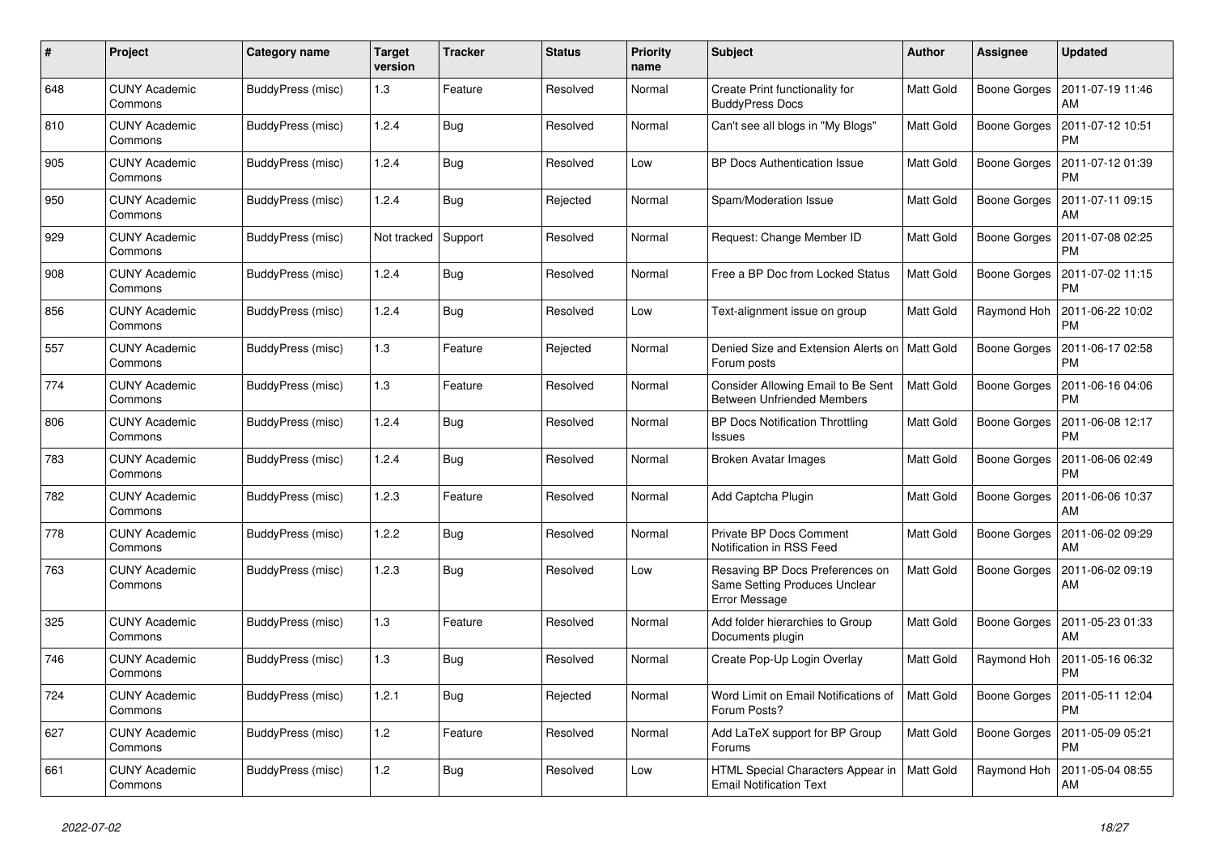| # | Project | Category name | Target version | Tracker | Status | Priority name | Subject | Author | Assignee | Updated |
|---|---|---|---|---|---|---|---|---|---|---|
| 648 | CUNY Academic Commons | BuddyPress (misc) | 1.3 | Feature | Resolved | Normal | Create Print functionality for BuddyPress Docs | Matt Gold | Boone Gorges | 2011-07-19 11:46 AM |
| 810 | CUNY Academic Commons | BuddyPress (misc) | 1.2.4 | Bug | Resolved | Normal | Can't see all blogs in "My Blogs" | Matt Gold | Boone Gorges | 2011-07-12 10:51 PM |
| 905 | CUNY Academic Commons | BuddyPress (misc) | 1.2.4 | Bug | Resolved | Low | BP Docs Authentication Issue | Matt Gold | Boone Gorges | 2011-07-12 01:39 PM |
| 950 | CUNY Academic Commons | BuddyPress (misc) | 1.2.4 | Bug | Rejected | Normal | Spam/Moderation Issue | Matt Gold | Boone Gorges | 2011-07-11 09:15 AM |
| 929 | CUNY Academic Commons | BuddyPress (misc) | Not tracked | Support | Resolved | Normal | Request: Change Member ID | Matt Gold | Boone Gorges | 2011-07-08 02:25 PM |
| 908 | CUNY Academic Commons | BuddyPress (misc) | 1.2.4 | Bug | Resolved | Normal | Free a BP Doc from Locked Status | Matt Gold | Boone Gorges | 2011-07-02 11:15 PM |
| 856 | CUNY Academic Commons | BuddyPress (misc) | 1.2.4 | Bug | Resolved | Low | Text-alignment issue on group | Matt Gold | Raymond Hoh | 2011-06-22 10:02 PM |
| 557 | CUNY Academic Commons | BuddyPress (misc) | 1.3 | Feature | Rejected | Normal | Denied Size and Extension Alerts on Forum posts | Matt Gold | Boone Gorges | 2011-06-17 02:58 PM |
| 774 | CUNY Academic Commons | BuddyPress (misc) | 1.3 | Feature | Resolved | Normal | Consider Allowing Email to Be Sent Between Unfriended Members | Matt Gold | Boone Gorges | 2011-06-16 04:06 PM |
| 806 | CUNY Academic Commons | BuddyPress (misc) | 1.2.4 | Bug | Resolved | Normal | BP Docs Notification Throttling Issues | Matt Gold | Boone Gorges | 2011-06-08 12:17 PM |
| 783 | CUNY Academic Commons | BuddyPress (misc) | 1.2.4 | Bug | Resolved | Normal | Broken Avatar Images | Matt Gold | Boone Gorges | 2011-06-06 02:49 PM |
| 782 | CUNY Academic Commons | BuddyPress (misc) | 1.2.3 | Feature | Resolved | Normal | Add Captcha Plugin | Matt Gold | Boone Gorges | 2011-06-06 10:37 AM |
| 778 | CUNY Academic Commons | BuddyPress (misc) | 1.2.2 | Bug | Resolved | Normal | Private BP Docs Comment Notification in RSS Feed | Matt Gold | Boone Gorges | 2011-06-02 09:29 AM |
| 763 | CUNY Academic Commons | BuddyPress (misc) | 1.2.3 | Bug | Resolved | Low | Resaving BP Docs Preferences on Same Setting Produces Unclear Error Message | Matt Gold | Boone Gorges | 2011-06-02 09:19 AM |
| 325 | CUNY Academic Commons | BuddyPress (misc) | 1.3 | Feature | Resolved | Normal | Add folder hierarchies to Group Documents plugin | Matt Gold | Boone Gorges | 2011-05-23 01:33 AM |
| 746 | CUNY Academic Commons | BuddyPress (misc) | 1.3 | Bug | Resolved | Normal | Create Pop-Up Login Overlay | Matt Gold | Raymond Hoh | 2011-05-16 06:32 PM |
| 724 | CUNY Academic Commons | BuddyPress (misc) | 1.2.1 | Bug | Rejected | Normal | Word Limit on Email Notifications of Forum Posts? | Matt Gold | Boone Gorges | 2011-05-11 12:04 PM |
| 627 | CUNY Academic Commons | BuddyPress (misc) | 1.2 | Feature | Resolved | Normal | Add LaTeX support for BP Group Forums | Matt Gold | Boone Gorges | 2011-05-09 05:21 PM |
| 661 | CUNY Academic Commons | BuddyPress (misc) | 1.2 | Bug | Resolved | Low | HTML Special Characters Appear in Email Notification Text | Matt Gold | Raymond Hoh | 2011-05-04 08:55 AM |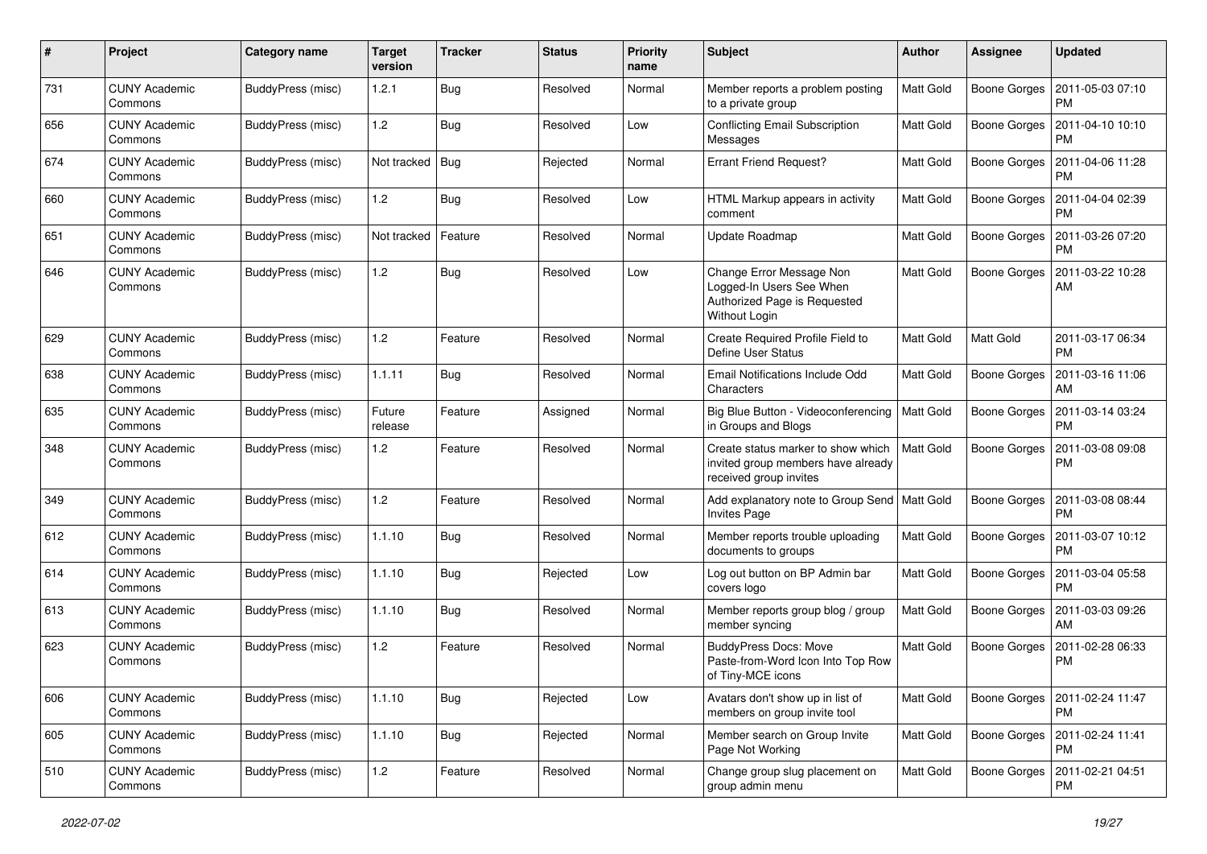| # | Project | Category name | Target version | Tracker | Status | Priority name | Subject | Author | Assignee | Updated |
|---|---|---|---|---|---|---|---|---|---|---|
| 731 | CUNY Academic Commons | BuddyPress (misc) | 1.2.1 | Bug | Resolved | Normal | Member reports a problem posting to a private group | Matt Gold | Boone Gorges | 2011-05-03 07:10 PM |
| 656 | CUNY Academic Commons | BuddyPress (misc) | 1.2 | Bug | Resolved | Low | Conflicting Email Subscription Messages | Matt Gold | Boone Gorges | 2011-04-10 10:10 PM |
| 674 | CUNY Academic Commons | BuddyPress (misc) | Not tracked | Bug | Rejected | Normal | Errant Friend Request? | Matt Gold | Boone Gorges | 2011-04-06 11:28 PM |
| 660 | CUNY Academic Commons | BuddyPress (misc) | 1.2 | Bug | Resolved | Low | HTML Markup appears in activity comment | Matt Gold | Boone Gorges | 2011-04-04 02:39 PM |
| 651 | CUNY Academic Commons | BuddyPress (misc) | Not tracked | Feature | Resolved | Normal | Update Roadmap | Matt Gold | Boone Gorges | 2011-03-26 07:20 PM |
| 646 | CUNY Academic Commons | BuddyPress (misc) | 1.2 | Bug | Resolved | Low | Change Error Message Non Logged-In Users See When Authorized Page is Requested Without Login | Matt Gold | Boone Gorges | 2011-03-22 10:28 AM |
| 629 | CUNY Academic Commons | BuddyPress (misc) | 1.2 | Feature | Resolved | Normal | Create Required Profile Field to Define User Status | Matt Gold | Matt Gold | 2011-03-17 06:34 PM |
| 638 | CUNY Academic Commons | BuddyPress (misc) | 1.1.11 | Bug | Resolved | Normal | Email Notifications Include Odd Characters | Matt Gold | Boone Gorges | 2011-03-16 11:06 AM |
| 635 | CUNY Academic Commons | BuddyPress (misc) | Future release | Feature | Assigned | Normal | Big Blue Button - Videoconferencing in Groups and Blogs | Matt Gold | Boone Gorges | 2011-03-14 03:24 PM |
| 348 | CUNY Academic Commons | BuddyPress (misc) | 1.2 | Feature | Resolved | Normal | Create status marker to show which invited group members have already received group invites | Matt Gold | Boone Gorges | 2011-03-08 09:08 PM |
| 349 | CUNY Academic Commons | BuddyPress (misc) | 1.2 | Feature | Resolved | Normal | Add explanatory note to Group Send Invites Page | Matt Gold | Boone Gorges | 2011-03-08 08:44 PM |
| 612 | CUNY Academic Commons | BuddyPress (misc) | 1.1.10 | Bug | Resolved | Normal | Member reports trouble uploading documents to groups | Matt Gold | Boone Gorges | 2011-03-07 10:12 PM |
| 614 | CUNY Academic Commons | BuddyPress (misc) | 1.1.10 | Bug | Rejected | Low | Log out button on BP Admin bar covers logo | Matt Gold | Boone Gorges | 2011-03-04 05:58 PM |
| 613 | CUNY Academic Commons | BuddyPress (misc) | 1.1.10 | Bug | Resolved | Normal | Member reports group blog / group member syncing | Matt Gold | Boone Gorges | 2011-03-03 09:26 AM |
| 623 | CUNY Academic Commons | BuddyPress (misc) | 1.2 | Feature | Resolved | Normal | BuddyPress Docs: Move Paste-from-Word Icon Into Top Row of Tiny-MCE icons | Matt Gold | Boone Gorges | 2011-02-28 06:33 PM |
| 606 | CUNY Academic Commons | BuddyPress (misc) | 1.1.10 | Bug | Rejected | Low | Avatars don't show up in list of members on group invite tool | Matt Gold | Boone Gorges | 2011-02-24 11:47 PM |
| 605 | CUNY Academic Commons | BuddyPress (misc) | 1.1.10 | Bug | Rejected | Normal | Member search on Group Invite Page Not Working | Matt Gold | Boone Gorges | 2011-02-24 11:41 PM |
| 510 | CUNY Academic Commons | BuddyPress (misc) | 1.2 | Feature | Resolved | Normal | Change group slug placement on group admin menu | Matt Gold | Boone Gorges | 2011-02-21 04:51 PM |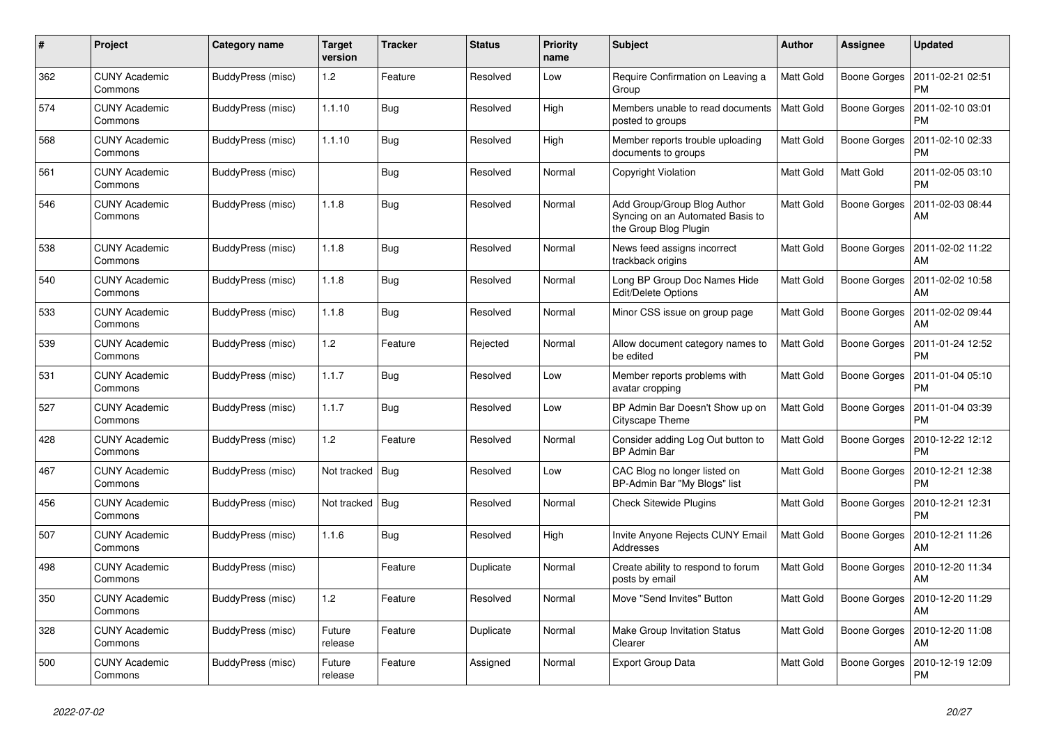| # | Project | Category name | Target version | Tracker | Status | Priority name | Subject | Author | Assignee | Updated |
|---|---|---|---|---|---|---|---|---|---|---|
| 362 | CUNY Academic Commons | BuddyPress (misc) | 1.2 | Feature | Resolved | Low | Require Confirmation on Leaving a Group | Matt Gold | Boone Gorges | 2011-02-21 02:51 PM |
| 574 | CUNY Academic Commons | BuddyPress (misc) | 1.1.10 | Bug | Resolved | High | Members unable to read documents posted to groups | Matt Gold | Boone Gorges | 2011-02-10 03:01 PM |
| 568 | CUNY Academic Commons | BuddyPress (misc) | 1.1.10 | Bug | Resolved | High | Member reports trouble uploading documents to groups | Matt Gold | Boone Gorges | 2011-02-10 02:33 PM |
| 561 | CUNY Academic Commons | BuddyPress (misc) | | Bug | Resolved | Normal | Copyright Violation | Matt Gold | Matt Gold | 2011-02-05 03:10 PM |
| 546 | CUNY Academic Commons | BuddyPress (misc) | 1.1.8 | Bug | Resolved | Normal | Add Group/Group Blog Author Syncing on an Automated Basis to the Group Blog Plugin | Matt Gold | Boone Gorges | 2011-02-03 08:44 AM |
| 538 | CUNY Academic Commons | BuddyPress (misc) | 1.1.8 | Bug | Resolved | Normal | News feed assigns incorrect trackback origins | Matt Gold | Boone Gorges | 2011-02-02 11:22 AM |
| 540 | CUNY Academic Commons | BuddyPress (misc) | 1.1.8 | Bug | Resolved | Normal | Long BP Group Doc Names Hide Edit/Delete Options | Matt Gold | Boone Gorges | 2011-02-02 10:58 AM |
| 533 | CUNY Academic Commons | BuddyPress (misc) | 1.1.8 | Bug | Resolved | Normal | Minor CSS issue on group page | Matt Gold | Boone Gorges | 2011-02-02 09:44 AM |
| 539 | CUNY Academic Commons | BuddyPress (misc) | 1.2 | Feature | Rejected | Normal | Allow document category names to be edited | Matt Gold | Boone Gorges | 2011-01-24 12:52 PM |
| 531 | CUNY Academic Commons | BuddyPress (misc) | 1.1.7 | Bug | Resolved | Low | Member reports problems with avatar cropping | Matt Gold | Boone Gorges | 2011-01-04 05:10 PM |
| 527 | CUNY Academic Commons | BuddyPress (misc) | 1.1.7 | Bug | Resolved | Low | BP Admin Bar Doesn't Show up on Cityscape Theme | Matt Gold | Boone Gorges | 2011-01-04 03:39 PM |
| 428 | CUNY Academic Commons | BuddyPress (misc) | 1.2 | Feature | Resolved | Normal | Consider adding Log Out button to BP Admin Bar | Matt Gold | Boone Gorges | 2010-12-22 12:12 PM |
| 467 | CUNY Academic Commons | BuddyPress (misc) | Not tracked | Bug | Resolved | Low | CAC Blog no longer listed on BP-Admin Bar "My Blogs" list | Matt Gold | Boone Gorges | 2010-12-21 12:38 PM |
| 456 | CUNY Academic Commons | BuddyPress (misc) | Not tracked | Bug | Resolved | Normal | Check Sitewide Plugins | Matt Gold | Boone Gorges | 2010-12-21 12:31 PM |
| 507 | CUNY Academic Commons | BuddyPress (misc) | 1.1.6 | Bug | Resolved | High | Invite Anyone Rejects CUNY Email Addresses | Matt Gold | Boone Gorges | 2010-12-21 11:26 AM |
| 498 | CUNY Academic Commons | BuddyPress (misc) | | Feature | Duplicate | Normal | Create ability to respond to forum posts by email | Matt Gold | Boone Gorges | 2010-12-20 11:34 AM |
| 350 | CUNY Academic Commons | BuddyPress (misc) | 1.2 | Feature | Resolved | Normal | Move "Send Invites" Button | Matt Gold | Boone Gorges | 2010-12-20 11:29 AM |
| 328 | CUNY Academic Commons | BuddyPress (misc) | Future release | Feature | Duplicate | Normal | Make Group Invitation Status Clearer | Matt Gold | Boone Gorges | 2010-12-20 11:08 AM |
| 500 | CUNY Academic Commons | BuddyPress (misc) | Future release | Feature | Assigned | Normal | Export Group Data | Matt Gold | Boone Gorges | 2010-12-19 12:09 PM |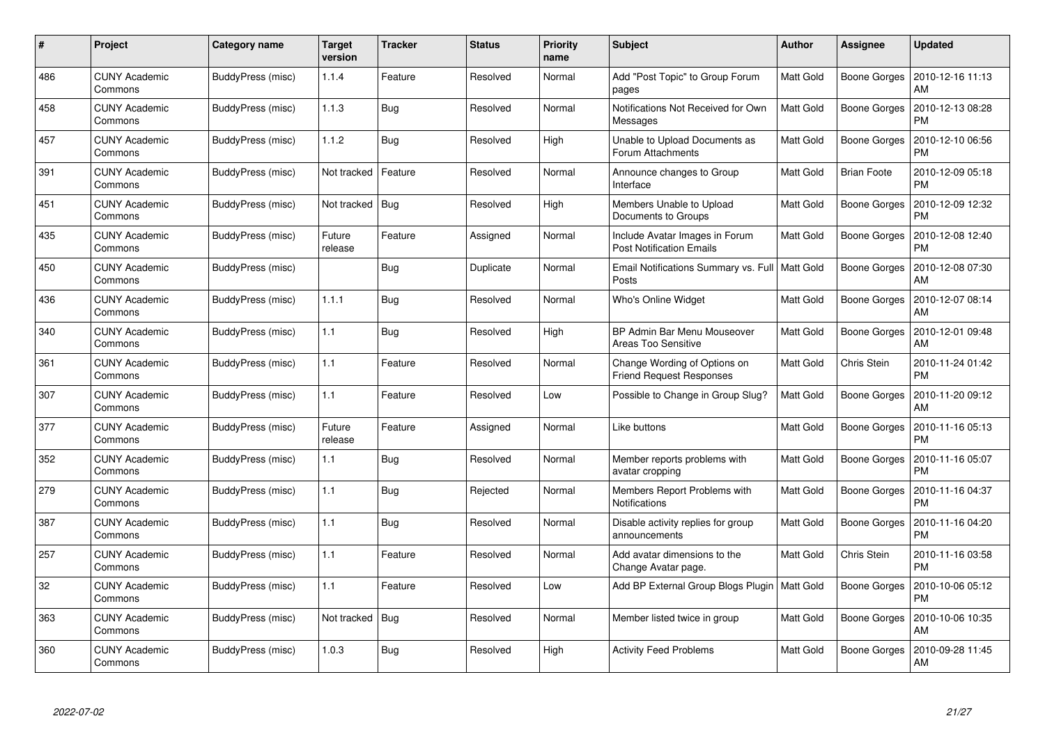| # | Project | Category name | Target version | Tracker | Status | Priority name | Subject | Author | Assignee | Updated |
|---|---|---|---|---|---|---|---|---|---|---|
| 486 | CUNY Academic Commons | BuddyPress (misc) | 1.1.4 | Feature | Resolved | Normal | Add "Post Topic" to Group Forum pages | Matt Gold | Boone Gorges | 2010-12-16 11:13 AM |
| 458 | CUNY Academic Commons | BuddyPress (misc) | 1.1.3 | Bug | Resolved | Normal | Notifications Not Received for Own Messages | Matt Gold | Boone Gorges | 2010-12-13 08:28 PM |
| 457 | CUNY Academic Commons | BuddyPress (misc) | 1.1.2 | Bug | Resolved | High | Unable to Upload Documents as Forum Attachments | Matt Gold | Boone Gorges | 2010-12-10 06:56 PM |
| 391 | CUNY Academic Commons | BuddyPress (misc) | Not tracked | Feature | Resolved | Normal | Announce changes to Group Interface | Matt Gold | Brian Foote | 2010-12-09 05:18 PM |
| 451 | CUNY Academic Commons | BuddyPress (misc) | Not tracked | Bug | Resolved | High | Members Unable to Upload Documents to Groups | Matt Gold | Boone Gorges | 2010-12-09 12:32 PM |
| 435 | CUNY Academic Commons | BuddyPress (misc) | Future release | Feature | Assigned | Normal | Include Avatar Images in Forum Post Notification Emails | Matt Gold | Boone Gorges | 2010-12-08 12:40 PM |
| 450 | CUNY Academic Commons | BuddyPress (misc) | | Bug | Duplicate | Normal | Email Notifications Summary vs. Full Posts | Matt Gold | Boone Gorges | 2010-12-08 07:30 AM |
| 436 | CUNY Academic Commons | BuddyPress (misc) | 1.1.1 | Bug | Resolved | Normal | Who's Online Widget | Matt Gold | Boone Gorges | 2010-12-07 08:14 AM |
| 340 | CUNY Academic Commons | BuddyPress (misc) | 1.1 | Bug | Resolved | High | BP Admin Bar Menu Mouseover Areas Too Sensitive | Matt Gold | Boone Gorges | 2010-12-01 09:48 AM |
| 361 | CUNY Academic Commons | BuddyPress (misc) | 1.1 | Feature | Resolved | Normal | Change Wording of Options on Friend Request Responses | Matt Gold | Chris Stein | 2010-11-24 01:42 PM |
| 307 | CUNY Academic Commons | BuddyPress (misc) | 1.1 | Feature | Resolved | Low | Possible to Change in Group Slug? | Matt Gold | Boone Gorges | 2010-11-20 09:12 AM |
| 377 | CUNY Academic Commons | BuddyPress (misc) | Future release | Feature | Assigned | Normal | Like buttons | Matt Gold | Boone Gorges | 2010-11-16 05:13 PM |
| 352 | CUNY Academic Commons | BuddyPress (misc) | 1.1 | Bug | Resolved | Normal | Member reports problems with avatar cropping | Matt Gold | Boone Gorges | 2010-11-16 05:07 PM |
| 279 | CUNY Academic Commons | BuddyPress (misc) | 1.1 | Bug | Rejected | Normal | Members Report Problems with Notifications | Matt Gold | Boone Gorges | 2010-11-16 04:37 PM |
| 387 | CUNY Academic Commons | BuddyPress (misc) | 1.1 | Bug | Resolved | Normal | Disable activity replies for group announcements | Matt Gold | Boone Gorges | 2010-11-16 04:20 PM |
| 257 | CUNY Academic Commons | BuddyPress (misc) | 1.1 | Feature | Resolved | Normal | Add avatar dimensions to the Change Avatar page. | Matt Gold | Chris Stein | 2010-11-16 03:58 PM |
| 32 | CUNY Academic Commons | BuddyPress (misc) | 1.1 | Feature | Resolved | Low | Add BP External Group Blogs Plugin | Matt Gold | Boone Gorges | 2010-10-06 05:12 PM |
| 363 | CUNY Academic Commons | BuddyPress (misc) | Not tracked | Bug | Resolved | Normal | Member listed twice in group | Matt Gold | Boone Gorges | 2010-10-06 10:35 AM |
| 360 | CUNY Academic Commons | BuddyPress (misc) | 1.0.3 | Bug | Resolved | High | Activity Feed Problems | Matt Gold | Boone Gorges | 2010-09-28 11:45 AM |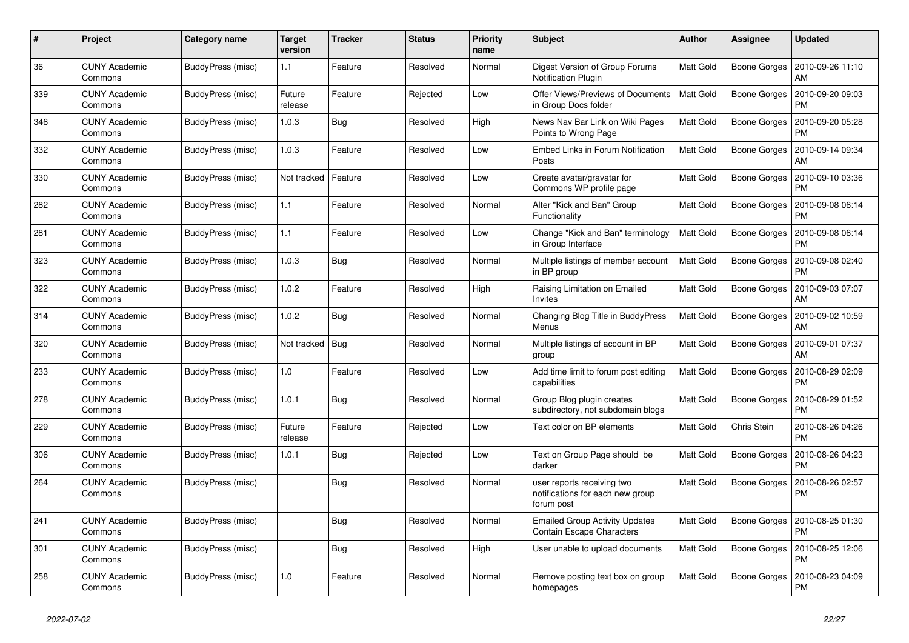| # | Project | Category name | Target version | Tracker | Status | Priority name | Subject | Author | Assignee | Updated |
|---|---|---|---|---|---|---|---|---|---|---|
| 36 | CUNY Academic Commons | BuddyPress (misc) | 1.1 | Feature | Resolved | Normal | Digest Version of Group Forums Notification Plugin | Matt Gold | Boone Gorges | 2010-09-26 11:10 AM |
| 339 | CUNY Academic Commons | BuddyPress (misc) | Future release | Feature | Rejected | Low | Offer Views/Previews of Documents in Group Docs folder | Matt Gold | Boone Gorges | 2010-09-20 09:03 PM |
| 346 | CUNY Academic Commons | BuddyPress (misc) | 1.0.3 | Bug | Resolved | High | News Nav Bar Link on Wiki Pages Points to Wrong Page | Matt Gold | Boone Gorges | 2010-09-20 05:28 PM |
| 332 | CUNY Academic Commons | BuddyPress (misc) | 1.0.3 | Feature | Resolved | Low | Embed Links in Forum Notification Posts | Matt Gold | Boone Gorges | 2010-09-14 09:34 AM |
| 330 | CUNY Academic Commons | BuddyPress (misc) | Not tracked | Feature | Resolved | Low | Create avatar/gravatar for Commons WP profile page | Matt Gold | Boone Gorges | 2010-09-10 03:36 PM |
| 282 | CUNY Academic Commons | BuddyPress (misc) | 1.1 | Feature | Resolved | Normal | Alter "Kick and Ban" Group Functionality | Matt Gold | Boone Gorges | 2010-09-08 06:14 PM |
| 281 | CUNY Academic Commons | BuddyPress (misc) | 1.1 | Feature | Resolved | Low | Change "Kick and Ban" terminology in Group Interface | Matt Gold | Boone Gorges | 2010-09-08 06:14 PM |
| 323 | CUNY Academic Commons | BuddyPress (misc) | 1.0.3 | Bug | Resolved | Normal | Multiple listings of member account in BP group | Matt Gold | Boone Gorges | 2010-09-08 02:40 PM |
| 322 | CUNY Academic Commons | BuddyPress (misc) | 1.0.2 | Feature | Resolved | High | Raising Limitation on Emailed Invites | Matt Gold | Boone Gorges | 2010-09-03 07:07 AM |
| 314 | CUNY Academic Commons | BuddyPress (misc) | 1.0.2 | Bug | Resolved | Normal | Changing Blog Title in BuddyPress Menus | Matt Gold | Boone Gorges | 2010-09-02 10:59 AM |
| 320 | CUNY Academic Commons | BuddyPress (misc) | Not tracked | Bug | Resolved | Normal | Multiple listings of account in BP group | Matt Gold | Boone Gorges | 2010-09-01 07:37 AM |
| 233 | CUNY Academic Commons | BuddyPress (misc) | 1.0 | Feature | Resolved | Low | Add time limit to forum post editing capabilities | Matt Gold | Boone Gorges | 2010-08-29 02:09 PM |
| 278 | CUNY Academic Commons | BuddyPress (misc) | 1.0.1 | Bug | Resolved | Normal | Group Blog plugin creates subdirectory, not subdomain blogs | Matt Gold | Boone Gorges | 2010-08-29 01:52 PM |
| 229 | CUNY Academic Commons | BuddyPress (misc) | Future release | Feature | Rejected | Low | Text color on BP elements | Matt Gold | Chris Stein | 2010-08-26 04:26 PM |
| 306 | CUNY Academic Commons | BuddyPress (misc) | 1.0.1 | Bug | Rejected | Low | Text on Group Page should be darker | Matt Gold | Boone Gorges | 2010-08-26 04:23 PM |
| 264 | CUNY Academic Commons | BuddyPress (misc) | | Bug | Resolved | Normal | user reports receiving two notifications for each new group forum post | Matt Gold | Boone Gorges | 2010-08-26 02:57 PM |
| 241 | CUNY Academic Commons | BuddyPress (misc) | | Bug | Resolved | Normal | Emailed Group Activity Updates Contain Escape Characters | Matt Gold | Boone Gorges | 2010-08-25 01:30 PM |
| 301 | CUNY Academic Commons | BuddyPress (misc) | | Bug | Resolved | High | User unable to upload documents | Matt Gold | Boone Gorges | 2010-08-25 12:06 PM |
| 258 | CUNY Academic Commons | BuddyPress (misc) | 1.0 | Feature | Resolved | Normal | Remove posting text box on group homepages | Matt Gold | Boone Gorges | 2010-08-23 04:09 PM |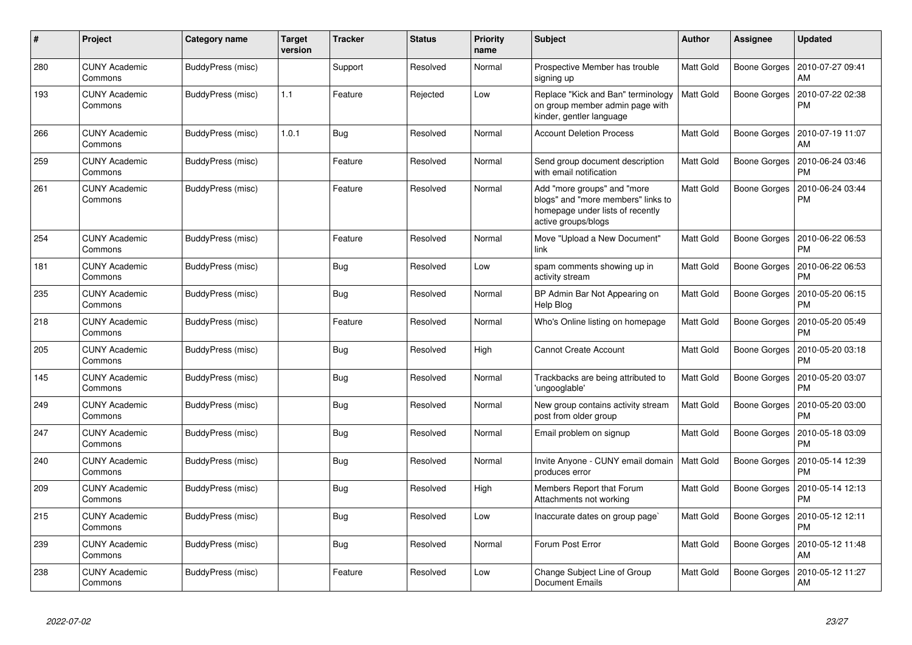| # | Project | Category name | Target version | Tracker | Status | Priority name | Subject | Author | Assignee | Updated |
|---|---|---|---|---|---|---|---|---|---|---|
| 280 | CUNY Academic Commons | BuddyPress (misc) | | Support | Resolved | Normal | Prospective Member has trouble signing up | Matt Gold | Boone Gorges | 2010-07-27 09:41 AM |
| 193 | CUNY Academic Commons | BuddyPress (misc) | 1.1 | Feature | Rejected | Low | Replace "Kick and Ban" terminology on group member admin page with kinder, gentler language | Matt Gold | Boone Gorges | 2010-07-22 02:38 PM |
| 266 | CUNY Academic Commons | BuddyPress (misc) | 1.0.1 | Bug | Resolved | Normal | Account Deletion Process | Matt Gold | Boone Gorges | 2010-07-19 11:07 AM |
| 259 | CUNY Academic Commons | BuddyPress (misc) | | Feature | Resolved | Normal | Send group document description with email notification | Matt Gold | Boone Gorges | 2010-06-24 03:46 PM |
| 261 | CUNY Academic Commons | BuddyPress (misc) | | Feature | Resolved | Normal | Add "more groups" and "more blogs" and "more members" links to homepage under lists of recently active groups/blogs | Matt Gold | Boone Gorges | 2010-06-24 03:44 PM |
| 254 | CUNY Academic Commons | BuddyPress (misc) | | Feature | Resolved | Normal | Move "Upload a New Document" link | Matt Gold | Boone Gorges | 2010-06-22 06:53 PM |
| 181 | CUNY Academic Commons | BuddyPress (misc) | | Bug | Resolved | Low | spam comments showing up in activity stream | Matt Gold | Boone Gorges | 2010-06-22 06:53 PM |
| 235 | CUNY Academic Commons | BuddyPress (misc) | | Bug | Resolved | Normal | BP Admin Bar Not Appearing on Help Blog | Matt Gold | Boone Gorges | 2010-05-20 06:15 PM |
| 218 | CUNY Academic Commons | BuddyPress (misc) | | Feature | Resolved | Normal | Who's Online listing on homepage | Matt Gold | Boone Gorges | 2010-05-20 05:49 PM |
| 205 | CUNY Academic Commons | BuddyPress (misc) | | Bug | Resolved | High | Cannot Create Account | Matt Gold | Boone Gorges | 2010-05-20 03:18 PM |
| 145 | CUNY Academic Commons | BuddyPress (misc) | | Bug | Resolved | Normal | Trackbacks are being attributed to 'ungooglable' | Matt Gold | Boone Gorges | 2010-05-20 03:07 PM |
| 249 | CUNY Academic Commons | BuddyPress (misc) | | Bug | Resolved | Normal | New group contains activity stream post from older group | Matt Gold | Boone Gorges | 2010-05-20 03:00 PM |
| 247 | CUNY Academic Commons | BuddyPress (misc) | | Bug | Resolved | Normal | Email problem on signup | Matt Gold | Boone Gorges | 2010-05-18 03:09 PM |
| 240 | CUNY Academic Commons | BuddyPress (misc) | | Bug | Resolved | Normal | Invite Anyone - CUNY email domain produces error | Matt Gold | Boone Gorges | 2010-05-14 12:39 PM |
| 209 | CUNY Academic Commons | BuddyPress (misc) | | Bug | Resolved | High | Members Report that Forum Attachments not working | Matt Gold | Boone Gorges | 2010-05-14 12:13 PM |
| 215 | CUNY Academic Commons | BuddyPress (misc) | | Bug | Resolved | Low | Inaccurate dates on group page` | Matt Gold | Boone Gorges | 2010-05-12 12:11 PM |
| 239 | CUNY Academic Commons | BuddyPress (misc) | | Bug | Resolved | Normal | Forum Post Error | Matt Gold | Boone Gorges | 2010-05-12 11:48 AM |
| 238 | CUNY Academic Commons | BuddyPress (misc) | | Feature | Resolved | Low | Change Subject Line of Group Document Emails | Matt Gold | Boone Gorges | 2010-05-12 11:27 AM |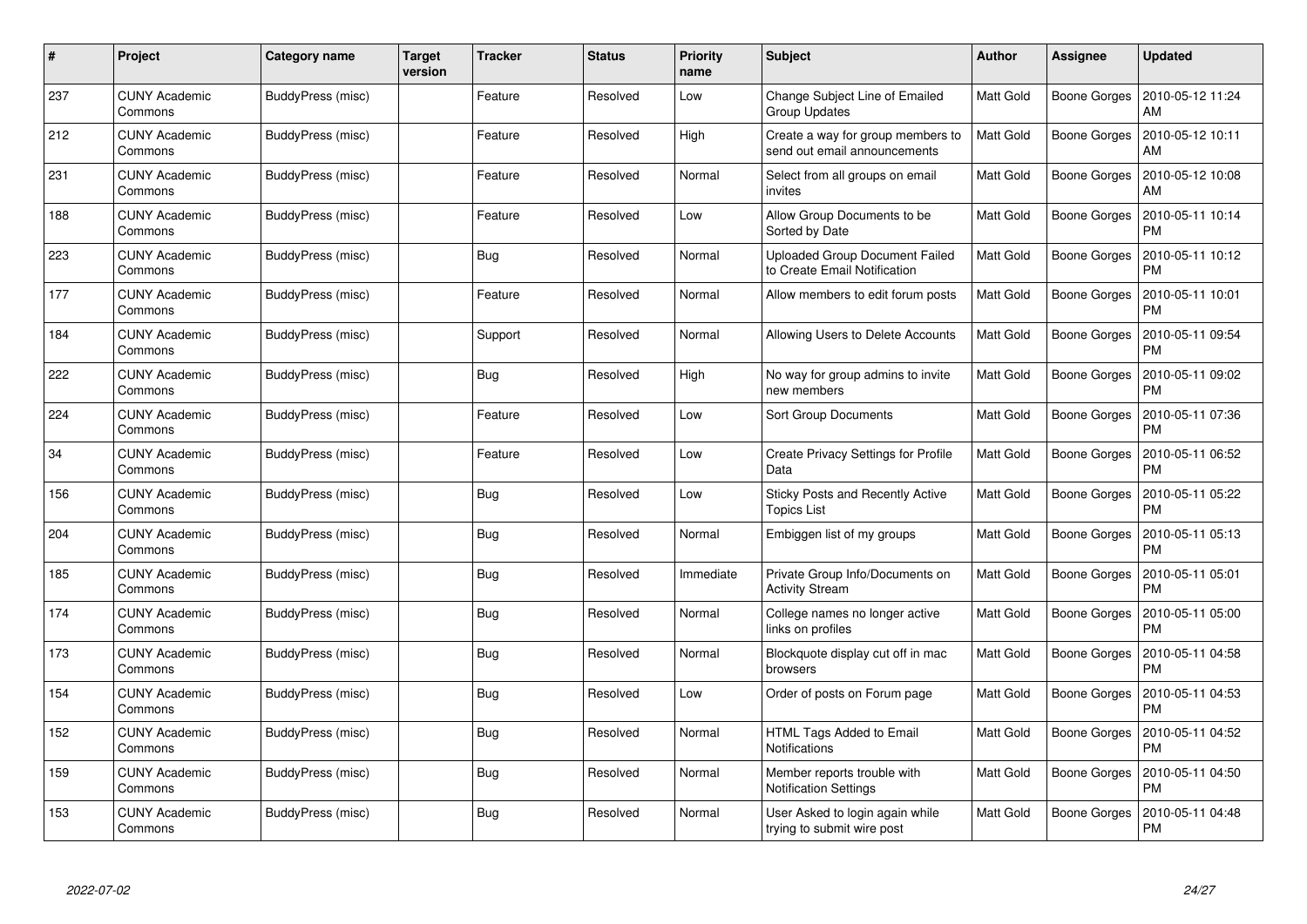| # | Project | Category name | Target version | Tracker | Status | Priority name | Subject | Author | Assignee | Updated |
|---|---|---|---|---|---|---|---|---|---|---|
| 237 | CUNY Academic Commons | BuddyPress (misc) | | Feature | Resolved | Low | Change Subject Line of Emailed Group Updates | Matt Gold | Boone Gorges | 2010-05-12 11:24 AM |
| 212 | CUNY Academic Commons | BuddyPress (misc) | | Feature | Resolved | High | Create a way for group members to send out email announcements | Matt Gold | Boone Gorges | 2010-05-12 10:11 AM |
| 231 | CUNY Academic Commons | BuddyPress (misc) | | Feature | Resolved | Normal | Select from all groups on email invites | Matt Gold | Boone Gorges | 2010-05-12 10:08 AM |
| 188 | CUNY Academic Commons | BuddyPress (misc) | | Feature | Resolved | Low | Allow Group Documents to be Sorted by Date | Matt Gold | Boone Gorges | 2010-05-11 10:14 PM |
| 223 | CUNY Academic Commons | BuddyPress (misc) | | Bug | Resolved | Normal | Uploaded Group Document Failed to Create Email Notification | Matt Gold | Boone Gorges | 2010-05-11 10:12 PM |
| 177 | CUNY Academic Commons | BuddyPress (misc) | | Feature | Resolved | Normal | Allow members to edit forum posts | Matt Gold | Boone Gorges | 2010-05-11 10:01 PM |
| 184 | CUNY Academic Commons | BuddyPress (misc) | | Support | Resolved | Normal | Allowing Users to Delete Accounts | Matt Gold | Boone Gorges | 2010-05-11 09:54 PM |
| 222 | CUNY Academic Commons | BuddyPress (misc) | | Bug | Resolved | High | No way for group admins to invite new members | Matt Gold | Boone Gorges | 2010-05-11 09:02 PM |
| 224 | CUNY Academic Commons | BuddyPress (misc) | | Feature | Resolved | Low | Sort Group Documents | Matt Gold | Boone Gorges | 2010-05-11 07:36 PM |
| 34 | CUNY Academic Commons | BuddyPress (misc) | | Feature | Resolved | Low | Create Privacy Settings for Profile Data | Matt Gold | Boone Gorges | 2010-05-11 06:52 PM |
| 156 | CUNY Academic Commons | BuddyPress (misc) | | Bug | Resolved | Low | Sticky Posts and Recently Active Topics List | Matt Gold | Boone Gorges | 2010-05-11 05:22 PM |
| 204 | CUNY Academic Commons | BuddyPress (misc) | | Bug | Resolved | Normal | Embiggen list of my groups | Matt Gold | Boone Gorges | 2010-05-11 05:13 PM |
| 185 | CUNY Academic Commons | BuddyPress (misc) | | Bug | Resolved | Immediate | Private Group Info/Documents on Activity Stream | Matt Gold | Boone Gorges | 2010-05-11 05:01 PM |
| 174 | CUNY Academic Commons | BuddyPress (misc) | | Bug | Resolved | Normal | College names no longer active links on profiles | Matt Gold | Boone Gorges | 2010-05-11 05:00 PM |
| 173 | CUNY Academic Commons | BuddyPress (misc) | | Bug | Resolved | Normal | Blockquote display cut off in mac browsers | Matt Gold | Boone Gorges | 2010-05-11 04:58 PM |
| 154 | CUNY Academic Commons | BuddyPress (misc) | | Bug | Resolved | Low | Order of posts on Forum page | Matt Gold | Boone Gorges | 2010-05-11 04:53 PM |
| 152 | CUNY Academic Commons | BuddyPress (misc) | | Bug | Resolved | Normal | HTML Tags Added to Email Notifications | Matt Gold | Boone Gorges | 2010-05-11 04:52 PM |
| 159 | CUNY Academic Commons | BuddyPress (misc) | | Bug | Resolved | Normal | Member reports trouble with Notification Settings | Matt Gold | Boone Gorges | 2010-05-11 04:50 PM |
| 153 | CUNY Academic Commons | BuddyPress (misc) | | Bug | Resolved | Normal | User Asked to login again while trying to submit wire post | Matt Gold | Boone Gorges | 2010-05-11 04:48 PM |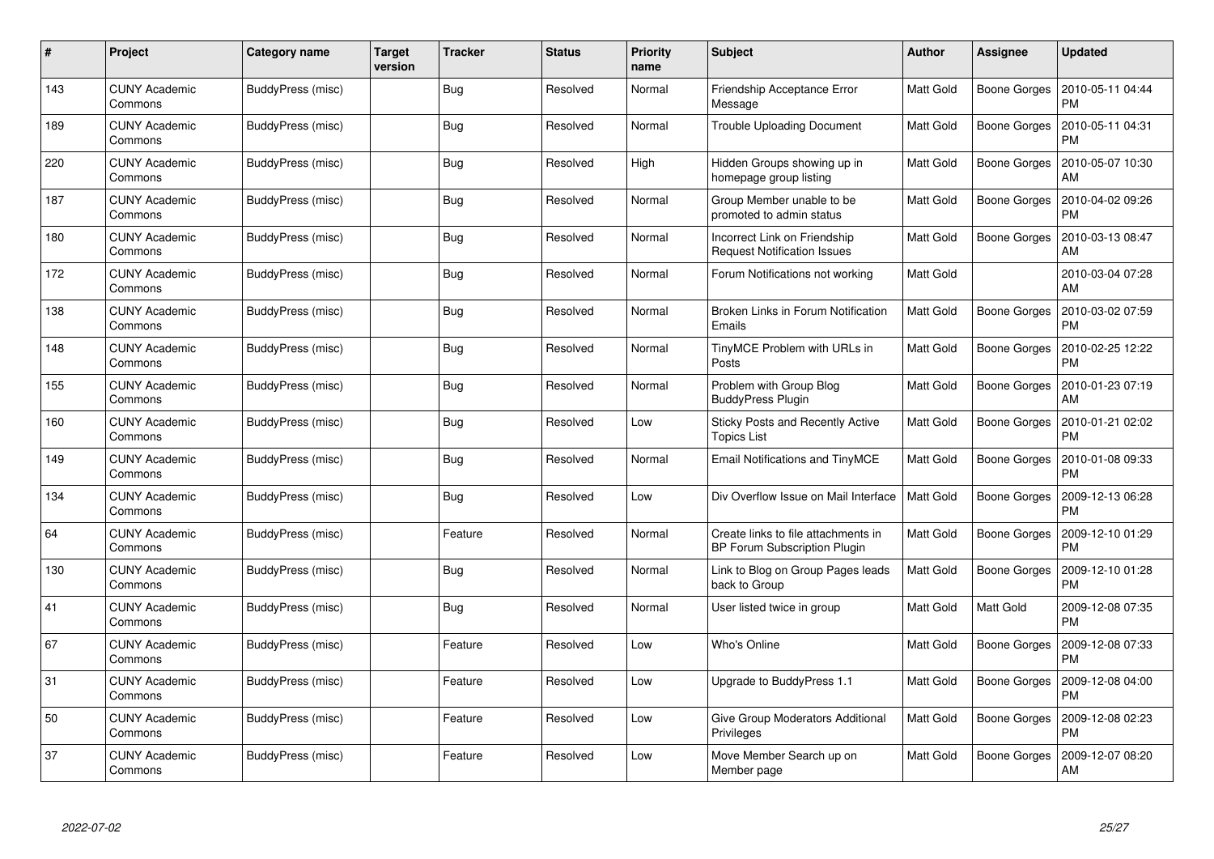| # | Project | Category name | Target version | Tracker | Status | Priority name | Subject | Author | Assignee | Updated |
|---|---|---|---|---|---|---|---|---|---|---|
| 143 | CUNY Academic Commons | BuddyPress (misc) | | Bug | Resolved | Normal | Friendship Acceptance Error Message | Matt Gold | Boone Gorges | 2010-05-11 04:44 PM |
| 189 | CUNY Academic Commons | BuddyPress (misc) | | Bug | Resolved | Normal | Trouble Uploading Document | Matt Gold | Boone Gorges | 2010-05-11 04:31 PM |
| 220 | CUNY Academic Commons | BuddyPress (misc) | | Bug | Resolved | High | Hidden Groups showing up in homepage group listing | Matt Gold | Boone Gorges | 2010-05-07 10:30 AM |
| 187 | CUNY Academic Commons | BuddyPress (misc) | | Bug | Resolved | Normal | Group Member unable to be promoted to admin status | Matt Gold | Boone Gorges | 2010-04-02 09:26 PM |
| 180 | CUNY Academic Commons | BuddyPress (misc) | | Bug | Resolved | Normal | Incorrect Link on Friendship Request Notification Issues | Matt Gold | Boone Gorges | 2010-03-13 08:47 AM |
| 172 | CUNY Academic Commons | BuddyPress (misc) | | Bug | Resolved | Normal | Forum Notifications not working | Matt Gold | | 2010-03-04 07:28 AM |
| 138 | CUNY Academic Commons | BuddyPress (misc) | | Bug | Resolved | Normal | Broken Links in Forum Notification Emails | Matt Gold | Boone Gorges | 2010-03-02 07:59 PM |
| 148 | CUNY Academic Commons | BuddyPress (misc) | | Bug | Resolved | Normal | TinyMCE Problem with URLs in Posts | Matt Gold | Boone Gorges | 2010-02-25 12:22 PM |
| 155 | CUNY Academic Commons | BuddyPress (misc) | | Bug | Resolved | Normal | Problem with Group Blog BuddyPress Plugin | Matt Gold | Boone Gorges | 2010-01-23 07:19 AM |
| 160 | CUNY Academic Commons | BuddyPress (misc) | | Bug | Resolved | Low | Sticky Posts and Recently Active Topics List | Matt Gold | Boone Gorges | 2010-01-21 02:02 PM |
| 149 | CUNY Academic Commons | BuddyPress (misc) | | Bug | Resolved | Normal | Email Notifications and TinyMCE | Matt Gold | Boone Gorges | 2010-01-08 09:33 PM |
| 134 | CUNY Academic Commons | BuddyPress (misc) | | Bug | Resolved | Low | Div Overflow Issue on Mail Interface | Matt Gold | Boone Gorges | 2009-12-13 06:28 PM |
| 64 | CUNY Academic Commons | BuddyPress (misc) | | Feature | Resolved | Normal | Create links to file attachments in BP Forum Subscription Plugin | Matt Gold | Boone Gorges | 2009-12-10 01:29 PM |
| 130 | CUNY Academic Commons | BuddyPress (misc) | | Bug | Resolved | Normal | Link to Blog on Group Pages leads back to Group | Matt Gold | Boone Gorges | 2009-12-10 01:28 PM |
| 41 | CUNY Academic Commons | BuddyPress (misc) | | Bug | Resolved | Normal | User listed twice in group | Matt Gold | Matt Gold | 2009-12-08 07:35 PM |
| 67 | CUNY Academic Commons | BuddyPress (misc) | | Feature | Resolved | Low | Who's Online | Matt Gold | Boone Gorges | 2009-12-08 07:33 PM |
| 31 | CUNY Academic Commons | BuddyPress (misc) | | Feature | Resolved | Low | Upgrade to BuddyPress 1.1 | Matt Gold | Boone Gorges | 2009-12-08 04:00 PM |
| 50 | CUNY Academic Commons | BuddyPress (misc) | | Feature | Resolved | Low | Give Group Moderators Additional Privileges | Matt Gold | Boone Gorges | 2009-12-08 02:23 PM |
| 37 | CUNY Academic Commons | BuddyPress (misc) | | Feature | Resolved | Low | Move Member Search up on Member page | Matt Gold | Boone Gorges | 2009-12-07 08:20 AM |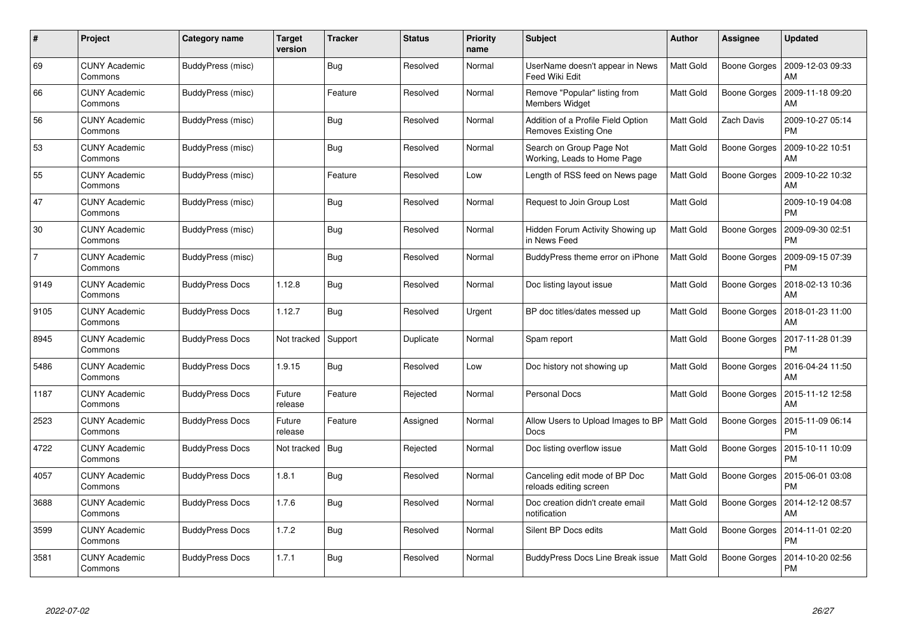| # | Project | Category name | Target version | Tracker | Status | Priority name | Subject | Author | Assignee | Updated |
|---|---|---|---|---|---|---|---|---|---|---|
| 69 | CUNY Academic Commons | BuddyPress (misc) | | Bug | Resolved | Normal | UserName doesn't appear in News Feed Wiki Edit | Matt Gold | Boone Gorges | 2009-12-03 09:33 AM |
| 66 | CUNY Academic Commons | BuddyPress (misc) | | Feature | Resolved | Normal | Remove "Popular" listing from Members Widget | Matt Gold | Boone Gorges | 2009-11-18 09:20 AM |
| 56 | CUNY Academic Commons | BuddyPress (misc) | | Bug | Resolved | Normal | Addition of a Profile Field Option Removes Existing One | Matt Gold | Zach Davis | 2009-10-27 05:14 PM |
| 53 | CUNY Academic Commons | BuddyPress (misc) | | Bug | Resolved | Normal | Search on Group Page Not Working, Leads to Home Page | Matt Gold | Boone Gorges | 2009-10-22 10:51 AM |
| 55 | CUNY Academic Commons | BuddyPress (misc) | | Feature | Resolved | Low | Length of RSS feed on News page | Matt Gold | Boone Gorges | 2009-10-22 10:32 AM |
| 47 | CUNY Academic Commons | BuddyPress (misc) | | Bug | Resolved | Normal | Request to Join Group Lost | Matt Gold | | 2009-10-19 04:08 PM |
| 30 | CUNY Academic Commons | BuddyPress (misc) | | Bug | Resolved | Normal | Hidden Forum Activity Showing up in News Feed | Matt Gold | Boone Gorges | 2009-09-30 02:51 PM |
| 7 | CUNY Academic Commons | BuddyPress (misc) | | Bug | Resolved | Normal | BuddyPress theme error on iPhone | Matt Gold | Boone Gorges | 2009-09-15 07:39 PM |
| 9149 | CUNY Academic Commons | BuddyPress Docs | 1.12.8 | Bug | Resolved | Normal | Doc listing layout issue | Matt Gold | Boone Gorges | 2018-02-13 10:36 AM |
| 9105 | CUNY Academic Commons | BuddyPress Docs | 1.12.7 | Bug | Resolved | Urgent | BP doc titles/dates messed up | Matt Gold | Boone Gorges | 2018-01-23 11:00 AM |
| 8945 | CUNY Academic Commons | BuddyPress Docs | Not tracked | Support | Duplicate | Normal | Spam report | Matt Gold | Boone Gorges | 2017-11-28 01:39 PM |
| 5486 | CUNY Academic Commons | BuddyPress Docs | 1.9.15 | Bug | Resolved | Low | Doc history not showing up | Matt Gold | Boone Gorges | 2016-04-24 11:50 AM |
| 1187 | CUNY Academic Commons | BuddyPress Docs | Future release | Feature | Rejected | Normal | Personal Docs | Matt Gold | Boone Gorges | 2015-11-12 12:58 AM |
| 2523 | CUNY Academic Commons | BuddyPress Docs | Future release | Feature | Assigned | Normal | Allow Users to Upload Images to BP Docs | Matt Gold | Boone Gorges | 2015-11-09 06:14 PM |
| 4722 | CUNY Academic Commons | BuddyPress Docs | Not tracked | Bug | Rejected | Normal | Doc listing overflow issue | Matt Gold | Boone Gorges | 2015-10-11 10:09 PM |
| 4057 | CUNY Academic Commons | BuddyPress Docs | 1.8.1 | Bug | Resolved | Normal | Canceling edit mode of BP Doc reloads editing screen | Matt Gold | Boone Gorges | 2015-06-01 03:08 PM |
| 3688 | CUNY Academic Commons | BuddyPress Docs | 1.7.6 | Bug | Resolved | Normal | Doc creation didn't create email notification | Matt Gold | Boone Gorges | 2014-12-12 08:57 AM |
| 3599 | CUNY Academic Commons | BuddyPress Docs | 1.7.2 | Bug | Resolved | Normal | Silent BP Docs edits | Matt Gold | Boone Gorges | 2014-11-01 02:20 PM |
| 3581 | CUNY Academic Commons | BuddyPress Docs | 1.7.1 | Bug | Resolved | Normal | BuddyPress Docs Line Break issue | Matt Gold | Boone Gorges | 2014-10-20 02:56 PM |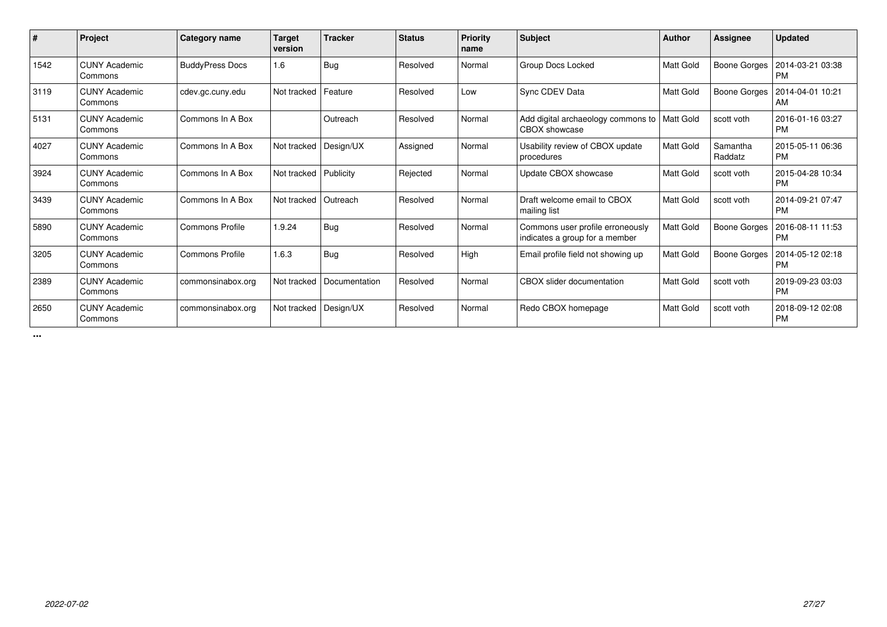| # | Project | Category name | Target version | Tracker | Status | Priority name | Subject | Author | Assignee | Updated |
|---|---|---|---|---|---|---|---|---|---|---|
| 1542 | CUNY Academic Commons | BuddyPress Docs | 1.6 | Bug | Resolved | Normal | Group Docs Locked | Matt Gold | Boone Gorges | 2014-03-21 03:38 PM |
| 3119 | CUNY Academic Commons | cdev.gc.cuny.edu | Not tracked | Feature | Resolved | Low | Sync CDEV Data | Matt Gold | Boone Gorges | 2014-04-01 10:21 AM |
| 5131 | CUNY Academic Commons | Commons In A Box | | Outreach | Resolved | Normal | Add digital archaeology commons to CBOX showcase | Matt Gold | scott voth | 2016-01-16 03:27 PM |
| 4027 | CUNY Academic Commons | Commons In A Box | Not tracked | Design/UX | Assigned | Normal | Usability review of CBOX update procedures | Matt Gold | Samantha Raddatz | 2015-05-11 06:36 PM |
| 3924 | CUNY Academic Commons | Commons In A Box | Not tracked | Publicity | Rejected | Normal | Update CBOX showcase | Matt Gold | scott voth | 2015-04-28 10:34 PM |
| 3439 | CUNY Academic Commons | Commons In A Box | Not tracked | Outreach | Resolved | Normal | Draft welcome email to CBOX mailing list | Matt Gold | scott voth | 2014-09-21 07:47 PM |
| 5890 | CUNY Academic Commons | Commons Profile | 1.9.24 | Bug | Resolved | Normal | Commons user profile erroneously indicates a group for a member | Matt Gold | Boone Gorges | 2016-08-11 11:53 PM |
| 3205 | CUNY Academic Commons | Commons Profile | 1.6.3 | Bug | Resolved | High | Email profile field not showing up | Matt Gold | Boone Gorges | 2014-05-12 02:18 PM |
| 2389 | CUNY Academic Commons | commonsinabox.org | Not tracked | Documentation | Resolved | Normal | CBOX slider documentation | Matt Gold | scott voth | 2019-09-23 03:03 PM |
| 2650 | CUNY Academic Commons | commonsinabox.org | Not tracked | Design/UX | Resolved | Normal | Redo CBOX homepage | Matt Gold | scott voth | 2018-09-12 02:08 PM |

...